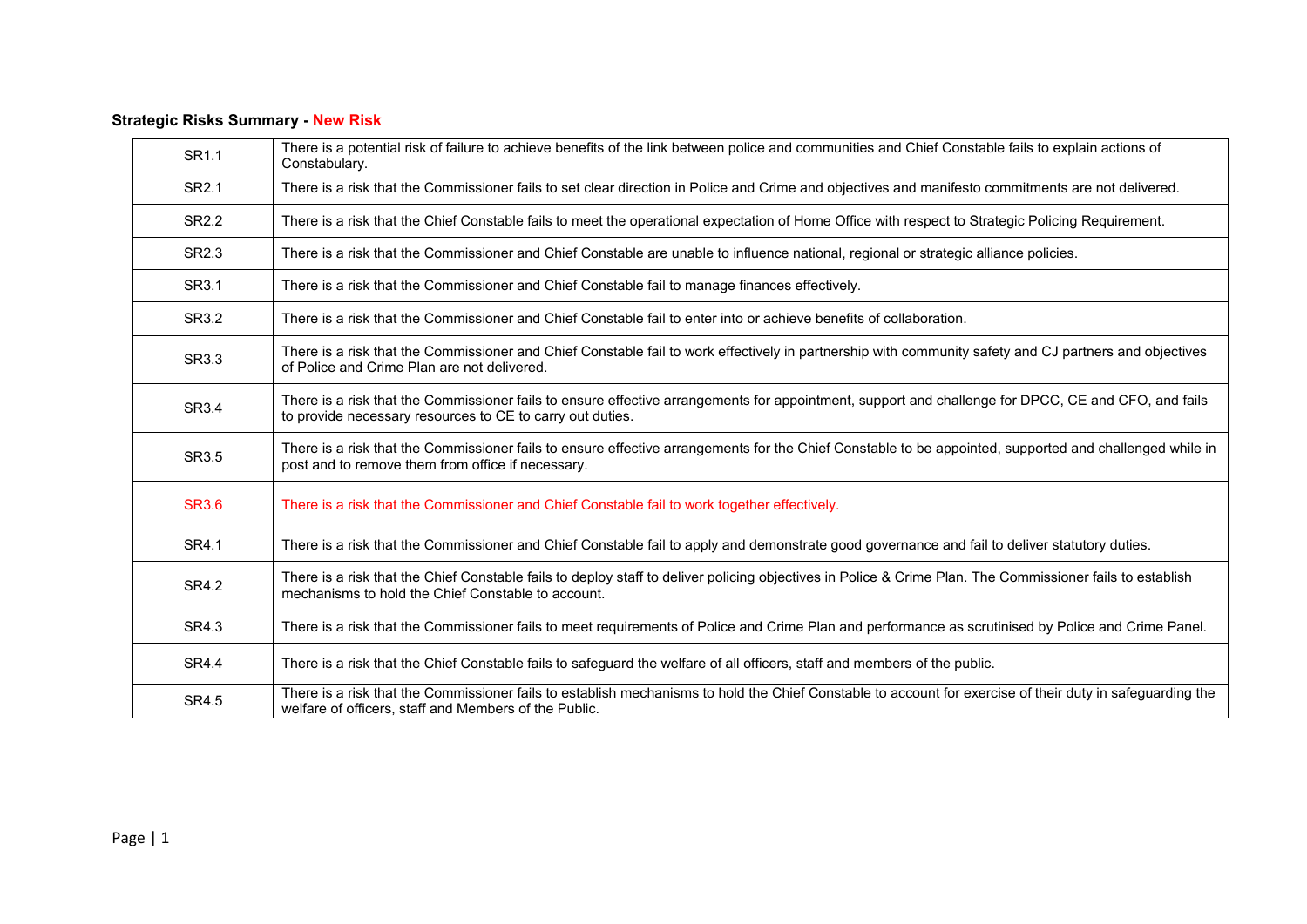**Strategic Risks Summary - New Risk**

| | |
|---|---|
| SR1.1 | There is a potential risk of failure to achieve benefits of the link between police and communities and Chief Constable fails to explain actions of Constabulary. |
| SR2.1 | There is a risk that the Commissioner fails to set clear direction in Police and Crime and objectives and manifesto commitments are not delivered. |
| SR2.2 | There is a risk that the Chief Constable fails to meet the operational expectation of Home Office with respect to Strategic Policing Requirement. |
| SR2.3 | There is a risk that the Commissioner and Chief Constable are unable to influence national, regional or strategic alliance policies. |
| SR3.1 | There is a risk that the Commissioner and Chief Constable fail to manage finances effectively. |
| SR3.2 | There is a risk that the Commissioner and Chief Constable fail to enter into or achieve benefits of collaboration. |
| SR3.3 | There is a risk that the Commissioner and Chief Constable fail to work effectively in partnership with community safety and CJ partners and objectives of Police and Crime Plan are not delivered. |
| SR3.4 | There is a risk that the Commissioner fails to ensure effective arrangements for appointment, support and challenge for DPCC, CE and CFO, and fails to provide necessary resources to CE to carry out duties. |
| SR3.5 | There is a risk that the Commissioner fails to ensure effective arrangements for the Chief Constable to be appointed, supported and challenged while in post and to remove them from office if necessary. |
| SR3.6 | There is a risk that the Commissioner and Chief Constable fail to work together effectively. |
| SR4.1 | There is a risk that the Commissioner and Chief Constable fail to apply and demonstrate good governance and fail to deliver statutory duties. |
| SR4.2 | There is a risk that the Chief Constable fails to deploy staff to deliver policing objectives in Police & Crime Plan. The Commissioner fails to establish mechanisms to hold the Chief Constable to account. |
| SR4.3 | There is a risk that the Commissioner fails to meet requirements of Police and Crime Plan and performance as scrutinised by Police and Crime Panel. |
| SR4.4 | There is a risk that the Chief Constable fails to safeguard the welfare of all officers, staff and members of the public. |
| SR4.5 | There is a risk that the Commissioner fails to establish mechanisms to hold the Chief Constable to account for exercise of their duty in safeguarding the welfare of officers, staff and Members of the Public. |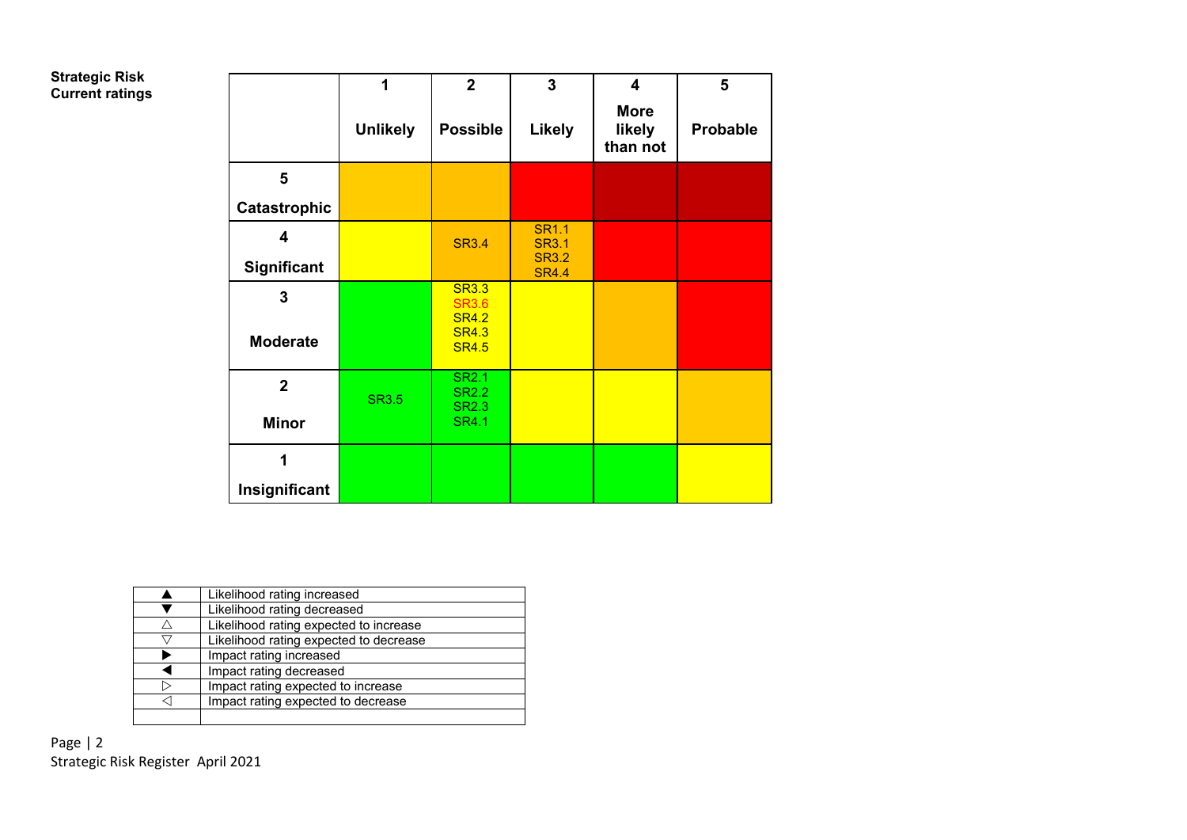**Strategic Risk Current ratings**

| | 1 Unlikely | 2 Possible | 3 Likely | 4 More likely than not | 5 Probable |
|---|---|---|---|---|---|
| 5 Catastrophic | | | | | |
| 4 Significant | | SR3.4 | SR1.1 SR3.1 SR3.2 SR4.4 | | |
| 3 Moderate | | SR3.3 SR3.6 SR4.2 SR4.3 SR4.5 | | | |
| 2 Minor | SR3.5 | SR2.1 SR2.2 SR2.3 SR4.1 | | | |
| 1 Insignificant | | | | | |

| | |
|---|---|
| ▲ | Likelihood rating increased |
| ▼ | Likelihood rating decreased |
| △ | Likelihood rating expected to increase |
| ▽ | Likelihood rating expected to decrease |
| ▶ | Impact rating increased |
| ◀ | Impact rating decreased |
| ▷ | Impact rating expected to increase |
| ◁ | Impact rating expected to decrease |
| | |

Strategic Risk Register April 2021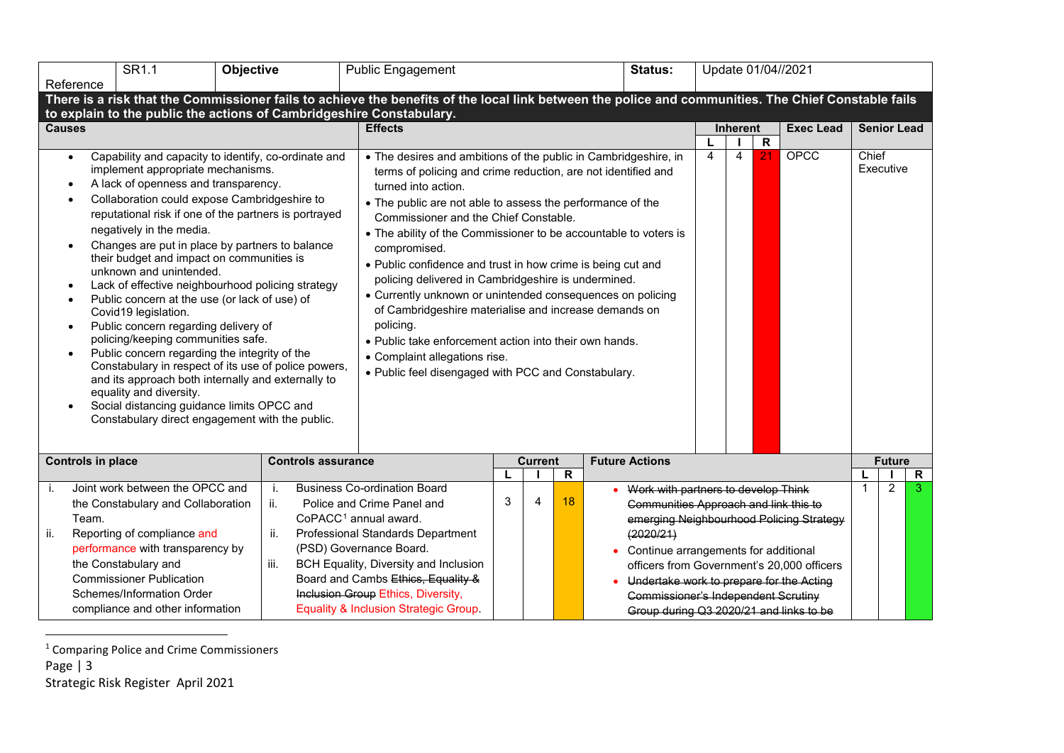| Reference | SR1.1 | Objective | Public Engagement | Status: | Update 01/04//2021 |
|---|---|---|---|---|---|

**There is a risk that the Commissioner fails to achieve the benefits of the local link between the police and communities. The Chief Constable fails to explain to the public the actions of Cambridgeshire Constabulary.**

| Causes | Effects | Inherent L | Inherent I | Inherent R | Exec Lead | Senior Lead |
|---|---|---|---|---|---|---|
| • Capability and capacity to identify, co-ordinate and implement appropriate mechanisms.<br>• A lack of openness and transparency.<br>• Collaboration could expose Cambridgeshire to reputational risk if one of the partners is portrayed negatively in the media.<br>• Changes are put in place by partners to balance their budget and impact on communities is unknown and unintended.<br>• Lack of effective neighbourhood policing strategy<br>• Public concern at the use (or lack of use) of Covid19 legislation.<br>• Public concern regarding delivery of policing/keeping communities safe.<br>• Public concern regarding the integrity of the Constabulary in respect of its use of police powers, and its approach both internally and externally to equality and diversity.<br>• Social distancing guidance limits OPCC and Constabulary direct engagement with the public. | • The desires and ambitions of the public in Cambridgeshire, in terms of policing and crime reduction, are not identified and turned into action.<br>• The public are not able to assess the performance of the Commissioner and the Chief Constable.<br>• The ability of the Commissioner to be accountable to voters is compromised.<br>• Public confidence and trust in how crime is being cut and policing delivered in Cambridgeshire is undermined.<br>• Currently unknown or unintended consequences on policing of Cambridgeshire materialise and increase demands on policing.<br>• Public take enforcement action into their own hands.<br>• Complaint allegations rise.<br>• Public feel disengaged with PCC and Constabulary. | 4 | 4 | 21 | OPCC | Chief Executive |

| Controls in place | Controls assurance | Current L | Current I | Current R | Future Actions | Future L | Future I | Future R |
|---|---|---|---|---|---|---|---|---|
| i. Joint work between the OPCC and the Constabulary and Collaboration Team.<br>ii. Reporting of compliance and performance with transparency by the Constabulary and Commissioner Publication Schemes/Information Order compliance and other information | i. Business Co-ordination Board<br>ii. Police and Crime Panel and CoPACC[1] annual award.<br>ii. Professional Standards Department (PSD) Governance Board.<br>iii. BCH Equality, Diversity and Inclusion Board and Cambs ~~Ethics, Equality & Inclusion Group~~ Ethics, Diversity, Equality & Inclusion Strategic Group. | 3 | 4 | 18 | • ~~Work with partners to develop Think Communities Approach and link this to emerging Neighbourhood Policing Strategy (2020/21)~~<br>• Continue arrangements for additional officers from Government's 20,000 officers<br>• ~~Undertake work to prepare for the Acting Commissioner's Independent Scrutiny Group during Q3 2020/21 and links to be~~ | 1 | 2 | 3 |

[1] Comparing Police and Crime Commissioners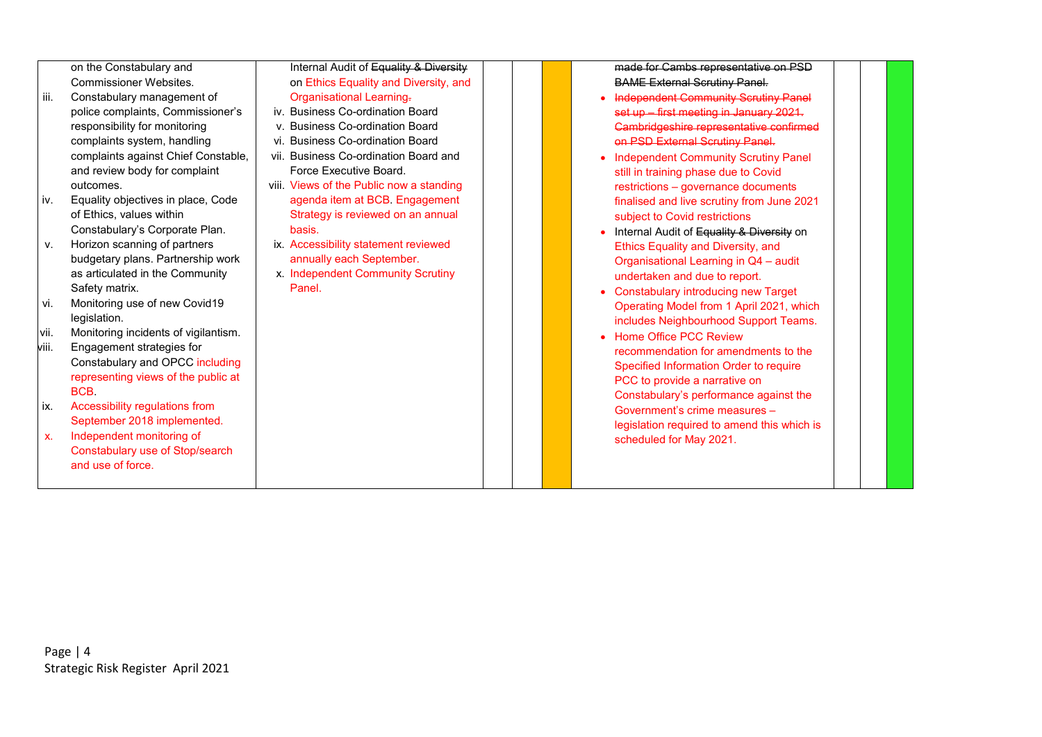| | | | | | | | | |
|---|---|---|---|---|---|---|---|---|
| on the Constabulary and Commissioner Websites.<br>iii. Constabulary management of police complaints, Commissioner's responsibility for monitoring complaints system, handling complaints against Chief Constable, and review body for complaint outcomes.<br>iv. Equality objectives in place, Code of Ethics, values within Constabulary's Corporate Plan.<br>v. Horizon scanning of partners budgetary plans. Partnership work as articulated in the Community Safety matrix.<br>vi. Monitoring use of new Covid19 legislation.<br>vii. Monitoring incidents of vigilantism.<br>viii. Engagement strategies for Constabulary and OPCC including representing views of the public at BCB.<br>ix. Accessibility regulations from September 2018 implemented.<br>x. Independent monitoring of Constabulary use of Stop/search and use of force. | Internal Audit of ~~Equality & Diversity~~ on Ethics Equality and Diversity, and Organisational Learning~~.~~<br>iv. Business Co-ordination Board<br>v. Business Co-ordination Board<br>vi. Business Co-ordination Board<br>vii. Business Co-ordination Board and Force Executive Board.<br>viii. Views of the Public now a standing agenda item at BCB. Engagement Strategy is reviewed on an annual basis.<br>ix. Accessibility statement reviewed annually each September.<br>x. Independent Community Scrutiny Panel. | | | | ~~made for Cambs representative on PSD BAME External Scrutiny Panel.~~<br>• ~~Independent Community Scrutiny Panel set up – first meeting in January 2021. Cambridgeshire representative confirmed on PSD External Scrutiny Panel.~~<br>• Independent Community Scrutiny Panel still in training phase due to Covid restrictions – governance documents finalised and live scrutiny from June 2021 subject to Covid restrictions<br>• Internal Audit of ~~Equality & Diversity~~ on Ethics Equality and Diversity, and Organisational Learning in Q4 – audit undertaken and due to report.<br>• Constabulary introducing new Target Operating Model from 1 April 2021, which includes Neighbourhood Support Teams.<br>• Home Office PCC Review recommendation for amendments to the Specified Information Order to require PCC to provide a narrative on Constabulary's performance against the Government's crime measures – legislation required to amend this which is scheduled for May 2021. | | | |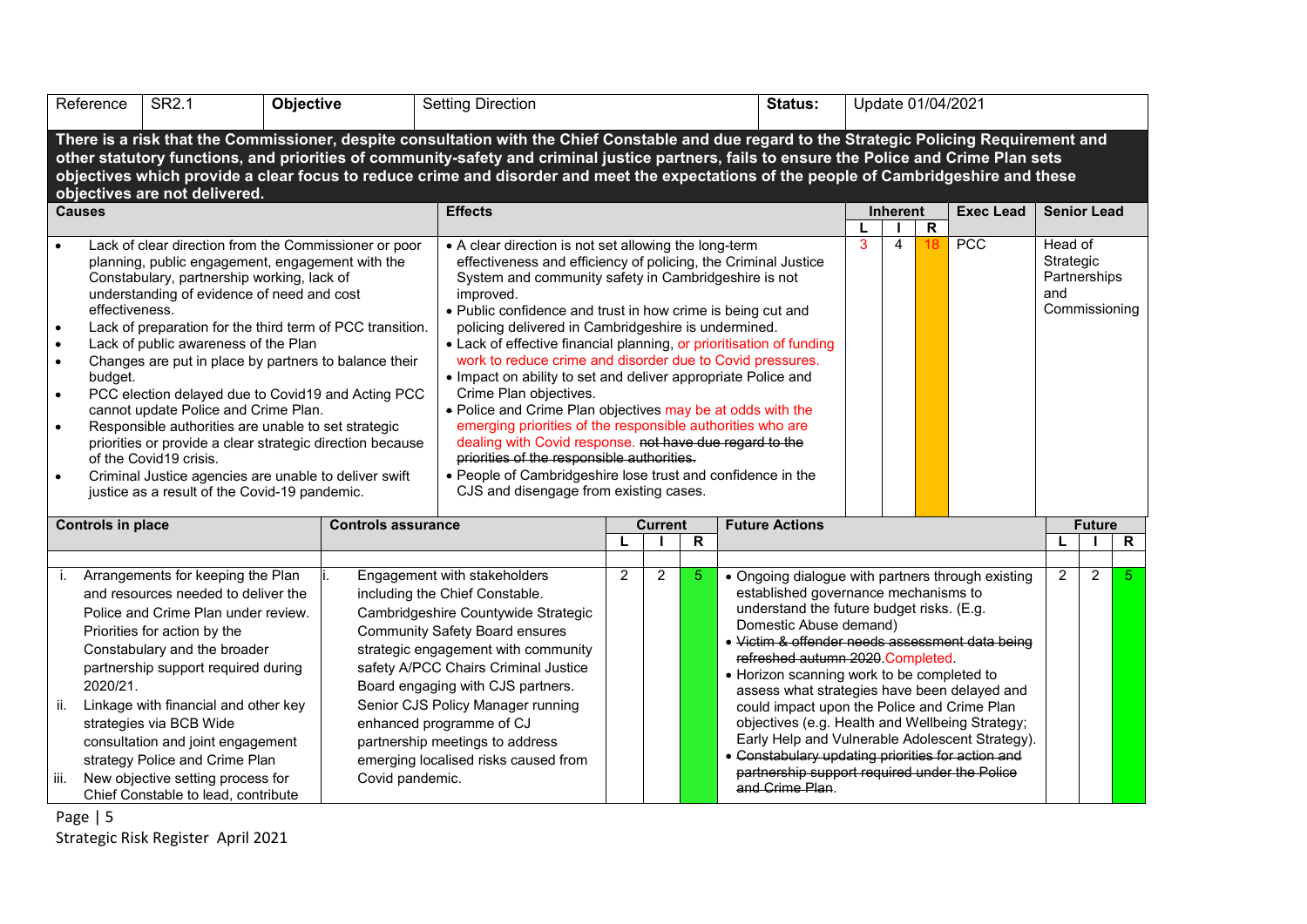| Reference | SR2.1 | Objective | Setting Direction | Status: | Update 01/04/2021 |
|---|---|---|---|---|---|

**There is a risk that the Commissioner, despite consultation with the Chief Constable and due regard to the Strategic Policing Requirement and other statutory functions, and priorities of community-safety and criminal justice partners, fails to ensure the Police and Crime Plan sets objectives which provide a clear focus to reduce crime and disorder and meet the expectations of the people of Cambridgeshire and these objectives are not delivered.**

| Causes | Effects | Inherent L | Inherent I | Inherent R | Exec Lead | Senior Lead |
|---|---|---|---|---|---|---|
| • Lack of clear direction from the Commissioner or poor planning, public engagement, engagement with the Constabulary, partnership working, lack of understanding of evidence of need and cost effectiveness.<br>• Lack of preparation for the third term of PCC transition.<br>• Lack of public awareness of the Plan<br>• Changes are put in place by partners to balance their budget.<br>• PCC election delayed due to Covid19 and Acting PCC cannot update Police and Crime Plan.<br>• Responsible authorities are unable to set strategic priorities or provide a clear strategic direction because of the Covid19 crisis.<br>• Criminal Justice agencies are unable to deliver swift justice as a result of the Covid-19 pandemic. | • A clear direction is not set allowing the long-term effectiveness and efficiency of policing, the Criminal Justice System and community safety in Cambridgeshire is not improved.<br>• Public confidence and trust in how crime is being cut and policing delivered in Cambridgeshire is undermined.<br>• Lack of effective financial planning, or prioritisation of funding work to reduce crime and disorder due to Covid pressures.<br>• Impact on ability to set and deliver appropriate Police and Crime Plan objectives.<br>• Police and Crime Plan objectives may be at odds with the emerging priorities of the responsible authorities who are dealing with Covid response. ~~not have due regard to the priorities of the responsible authorities.~~<br>• People of Cambridgeshire lose trust and confidence in the CJS and disengage from existing cases. | 3 | 4 | 18 | PCC | Head of Strategic Partnerships and Commissioning |

| Controls in place | Controls assurance | Current L | Current I | Current R | Future Actions | Future L | Future I | Future R |
|---|---|---|---|---|---|---|---|---|
| i. Arrangements for keeping the Plan and resources needed to deliver the Police and Crime Plan under review. Priorities for action by the Constabulary and the broader partnership support required during 2020/21.<br>ii. Linkage with financial and other key strategies via BCB Wide consultation and joint engagement strategy Police and Crime Plan<br>iii. New objective setting process for Chief Constable to lead, contribute | i. Engagement with stakeholders including the Chief Constable. Cambridgeshire Countywide Strategic Community Safety Board ensures strategic engagement with community safety A/PCC Chairs Criminal Justice Board engaging with CJS partners. Senior CJS Policy Manager running enhanced programme of CJ partnership meetings to address emerging localised risks caused from Covid pandemic. | 2 | 2 | 5 | • Ongoing dialogue with partners through existing established governance mechanisms to understand the future budget risks. (E.g. Domestic Abuse demand)<br>• ~~Victim & offender needs assessment data being refreshed autumn 2020.~~ Completed.<br>• Horizon scanning work to be completed to assess what strategies have been delayed and could impact upon the Police and Crime Plan objectives (e.g. Health and Wellbeing Strategy; Early Help and Vulnerable Adolescent Strategy).<br>• ~~Constabulary updating priorities for action and partnership support required under the Police and Crime Plan.~~ | 2 | 2 | 5 |

Strategic Risk Register April 2021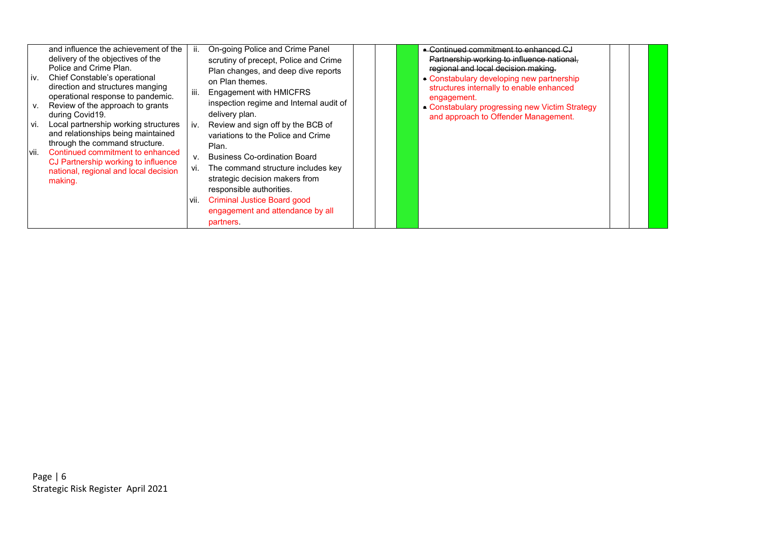| | | | | | | | | |
|---|---|---|---|---|---|---|---|---|
| and influence the achievement of the delivery of the objectives of the Police and Crime Plan.<br>iv. Chief Constable's operational direction and structures manging operational response to pandemic.<br>v. Review of the approach to grants during Covid19.<br>vi. Local partnership working structures and relationships being maintained through the command structure.<br>vii. Continued commitment to enhanced CJ Partnership working to influence national, regional and local decision making. | ii. On-going Police and Crime Panel scrutiny of precept, Police and Crime Plan changes, and deep dive reports on Plan themes.<br>iii. Engagement with HMICFRS inspection regime and Internal audit of delivery plan.<br>iv. Review and sign off by the BCB of variations to the Police and Crime Plan.<br>v. Business Co-ordination Board<br>vi. The command structure includes key strategic decision makers from responsible authorities.<br>vii. Criminal Justice Board good engagement and attendance by all partners. | | | | • ~~Continued commitment to enhanced CJ Partnership working to influence national, regional and local decision making.~~<br>• Constabulary developing new partnership structures internally to enable enhanced engagement.<br>• Constabulary progressing new Victim Strategy and approach to Offender Management. | | | |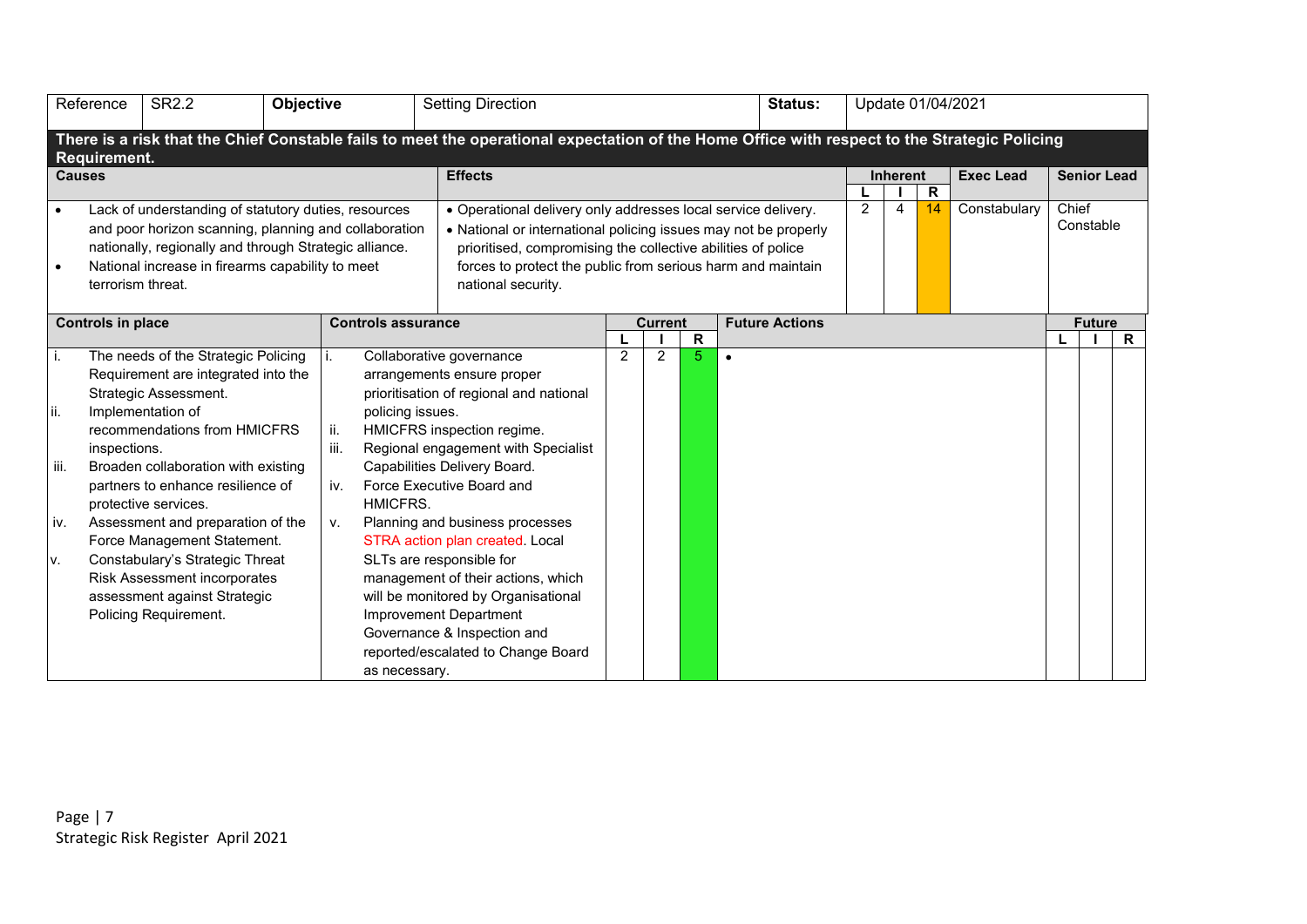| Reference | SR2.2 | Objective | Setting Direction | Status: | Update 01/04/2021 |
|---|---|---|---|---|---|

**There is a risk that the Chief Constable fails to meet the operational expectation of the Home Office with respect to the Strategic Policing Requirement.**

| Causes | Effects | Inherent L | Inherent I | Inherent R | Exec Lead | Senior Lead |
|---|---|---|---|---|---|---|
| • Lack of understanding of statutory duties, resources and poor horizon scanning, planning and collaboration nationally, regionally and through Strategic alliance.<br>• National increase in firearms capability to meet terrorism threat. | • Operational delivery only addresses local service delivery.<br>• National or international policing issues may not be properly prioritised, compromising the collective abilities of police forces to protect the public from serious harm and maintain national security. | 2 | 4 | 14 | Constabulary | Chief Constable |

| Controls in place | Controls assurance | Current L | Current I | Current R | Future Actions | Future L | Future I | Future R |
|---|---|---|---|---|---|---|---|---|
| i. The needs of the Strategic Policing Requirement are integrated into the Strategic Assessment.<br>ii. Implementation of recommendations from HMICFRS inspections.<br>iii. Broaden collaboration with existing partners to enhance resilience of protective services.<br>iv. Assessment and preparation of the Force Management Statement.<br>v. Constabulary's Strategic Threat Risk Assessment incorporates assessment against Strategic Policing Requirement. | i. Collaborative governance arrangements ensure proper prioritisation of regional and national policing issues.<br>ii. HMICFRS inspection regime.<br>iii. Regional engagement with Specialist Capabilities Delivery Board.<br>iv. Force Executive Board and HMICFRS.<br>v. Planning and business processes STRA action plan created. Local SLTs are responsible for management of their actions, which will be monitored by Organisational Improvement Department Governance & Inspection and reported/escalated to Change Board as necessary. | 2 | 2 | 5 | • | | | |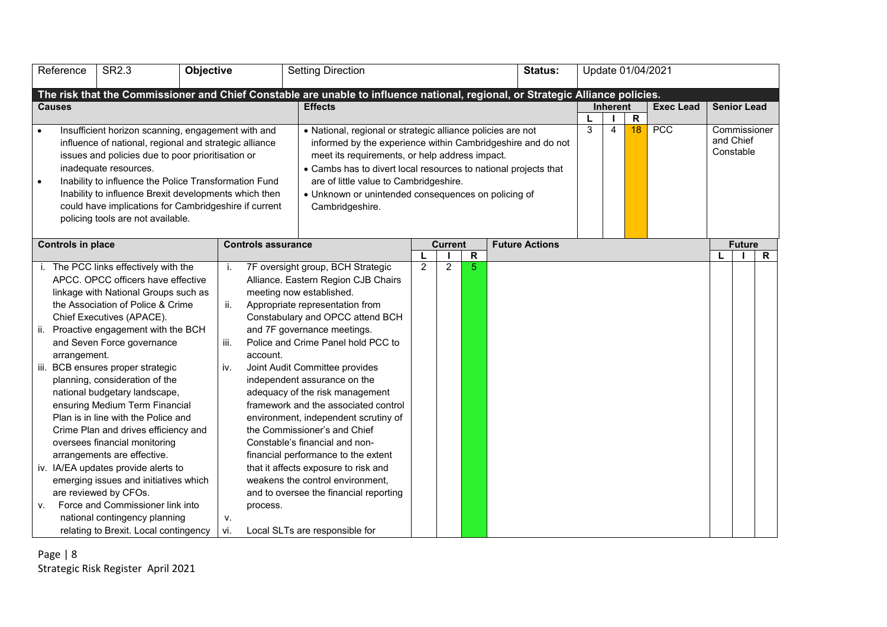| Reference | SR2.3 | Objective | Setting Direction | Status: | Update 01/04/2021 |
|---|---|---|---|---|---|

**The risk that the Commissioner and Chief Constable are unable to influence national, regional, or Strategic Alliance policies.**

| Causes | Effects | Inherent L | Inherent I | Inherent R | Exec Lead | Senior Lead |
|---|---|---|---|---|---|---|
| • Insufficient horizon scanning, engagement with and influence of national, regional and strategic alliance issues and policies due to poor prioritisation or inadequate resources.<br>• Inability to influence the Police Transformation Fund Inability to influence Brexit developments which then could have implications for Cambridgeshire if current policing tools are not available. | • National, regional or strategic alliance policies are not informed by the experience within Cambridgeshire and do not meet its requirements, or help address impact.<br>• Cambs has to divert local resources to national projects that are of little value to Cambridgeshire.<br>• Unknown or unintended consequences on policing of Cambridgeshire. | 3 | 4 | 18 | PCC | Commissioner and Chief Constable |

| Controls in place | Controls assurance | Current L | Current I | Current R | Future Actions | Future L | Future I | Future R |
|---|---|---|---|---|---|---|---|---|
| i. The PCC links effectively with the APCC. OPCC officers have effective linkage with National Groups such as the Association of Police & Crime Chief Executives (APACE).<br>ii. Proactive engagement with the BCH and Seven Force governance arrangement.<br>iii. BCB ensures proper strategic planning, consideration of the national budgetary landscape, ensuring Medium Term Financial Plan is in line with the Police and Crime Plan and drives efficiency and oversees financial monitoring arrangements are effective.<br>iv. IA/EA updates provide alerts to emerging issues and initiatives which are reviewed by CFOs.<br>v. Force and Commissioner link into national contingency planning relating to Brexit. Local contingency | i. 7F oversight group, BCH Strategic Alliance. Eastern Region CJB Chairs meeting now established.<br>ii. Appropriate representation from Constabulary and OPCC attend BCH and 7F governance meetings.<br>iii. Police and Crime Panel hold PCC to account.<br>iv. Joint Audit Committee provides independent assurance on the adequacy of the risk management framework and the associated control environment, independent scrutiny of the Commissioner's and Chief Constable's financial and non-financial performance to the extent that it affects exposure to risk and weakens the control environment, and to oversee the financial reporting process.<br>v.<br>vi. Local SLTs are responsible for | 2 | 2 | 5 | | | | |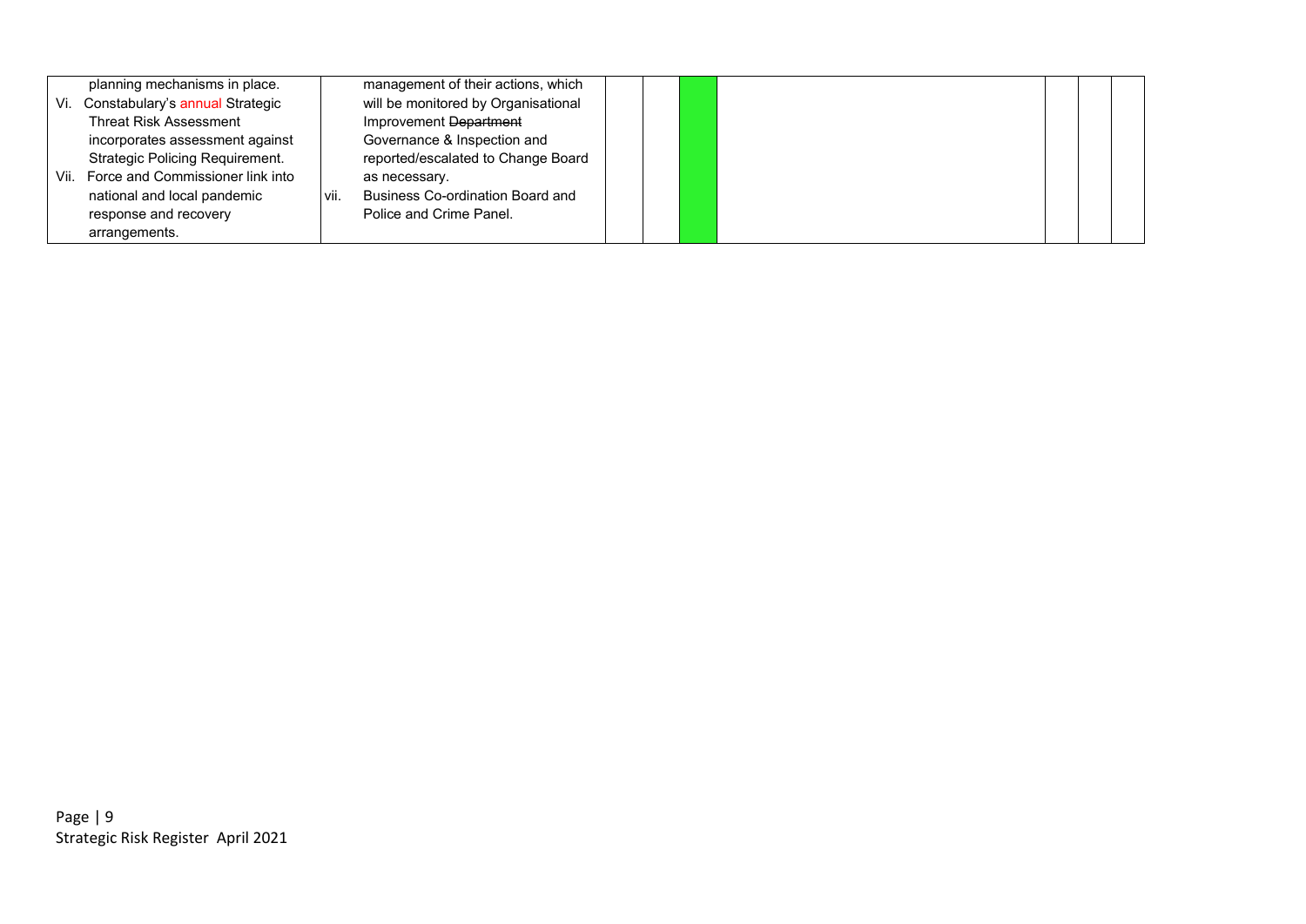| | | | | | | | | |
|---|---|---|---|---|---|---|---|---|
| planning mechanisms in place.<br>Vi. Constabulary's annual Strategic Threat Risk Assessment incorporates assessment against Strategic Policing Requirement.<br>Vii. Force and Commissioner link into national and local pandemic response and recovery arrangements. | management of their actions, which will be monitored by Organisational Improvement ~~Department~~ Governance & Inspection and reported/escalated to Change Board as necessary.<br>vii. Business Co-ordination Board and Police and Crime Panel. | | | | | | | |

Strategic Risk Register April 2021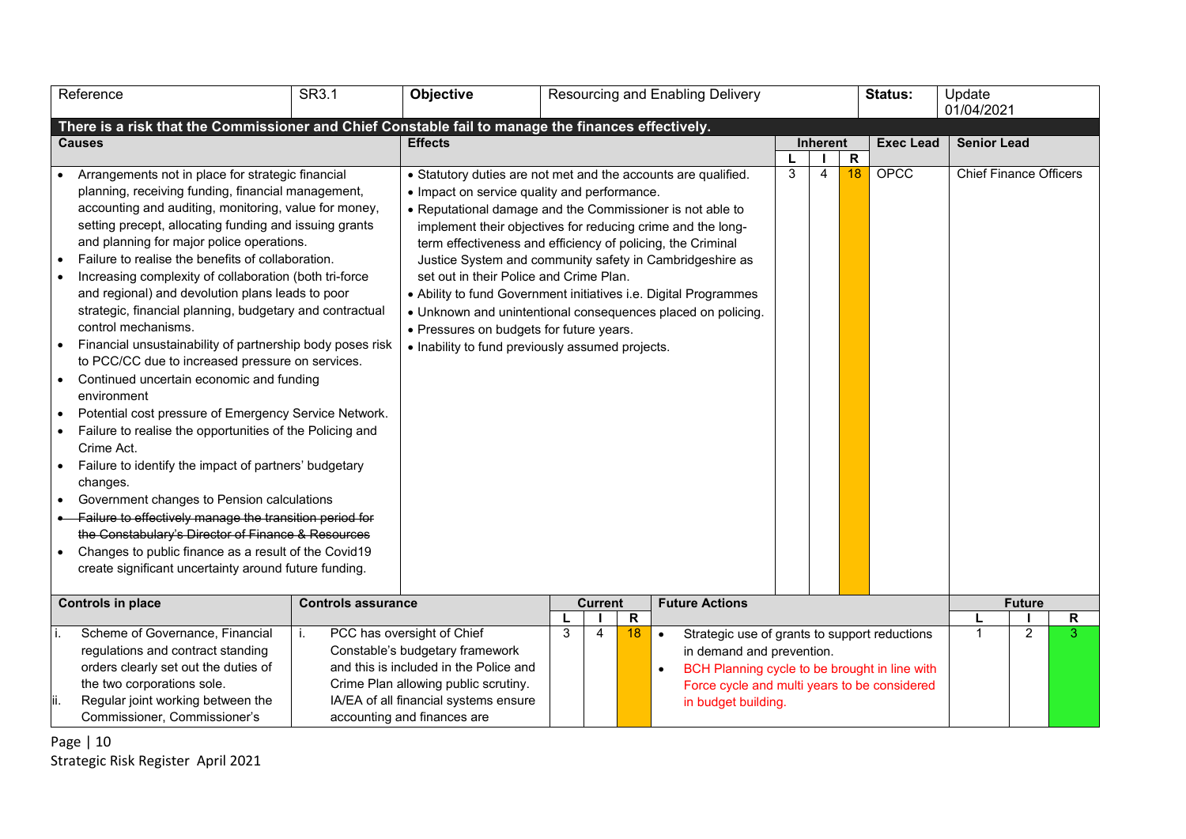| Reference | SR3.1 | Objective | Resourcing and Enabling Delivery | Status: | Update 01/04/2021 |
|---|---|---|---|---|---|

**There is a risk that the Commissioner and Chief Constable fail to manage the finances effectively.**

| Causes | Effects | Inherent L | Inherent I | Inherent R | Exec Lead | Senior Lead |
|---|---|---|---|---|---|---|
| • Arrangements not in place for strategic financial planning, receiving funding, financial management, accounting and auditing, monitoring, value for money, setting precept, allocating funding and issuing grants and planning for major police operations.<br>• Failure to realise the benefits of collaboration.<br>• Increasing complexity of collaboration (both tri-force and regional) and devolution plans leads to poor strategic, financial planning, budgetary and contractual control mechanisms.<br>• Financial unsustainability of partnership body poses risk to PCC/CC due to increased pressure on services.<br>• Continued uncertain economic and funding environment<br>• Potential cost pressure of Emergency Service Network.<br>• Failure to realise the opportunities of the Policing and Crime Act.<br>• Failure to identify the impact of partners' budgetary changes.<br>• Government changes to Pension calculations<br>• ~~Failure to effectively manage the transition period for the Constabulary's Director of Finance & Resources~~<br>• Changes to public finance as a result of the Covid19 create significant uncertainty around future funding. | • Statutory duties are not met and the accounts are qualified.<br>• Impact on service quality and performance.<br>• Reputational damage and the Commissioner is not able to implement their objectives for reducing crime and the long-term effectiveness and efficiency of policing, the Criminal Justice System and community safety in Cambridgeshire as set out in their Police and Crime Plan.<br>• Ability to fund Government initiatives i.e. Digital Programmes<br>• Unknown and unintentional consequences placed on policing.<br>• Pressures on budgets for future years.<br>• Inability to fund previously assumed projects. | 3 | 4 | 18 | OPCC | Chief Finance Officers |

| Controls in place | Controls assurance | Current L | Current I | Current R | Future Actions | Future L | Future I | Future R |
|---|---|---|---|---|---|---|---|---|
| i. Scheme of Governance, Financial regulations and contract standing orders clearly set out the duties of the two corporations sole.<br>ii. Regular joint working between the Commissioner, Commissioner's | i. PCC has oversight of Chief Constable's budgetary framework and this is included in the Police and Crime Plan allowing public scrutiny. IA/EA of all financial systems ensure accounting and finances are | 3 | 4 | 18 | • Strategic use of grants to support reductions in demand and prevention.<br>• BCH Planning cycle to be brought in line with Force cycle and multi years to be considered in budget building. | 1 | 2 | 3 |

Strategic Risk Register April 2021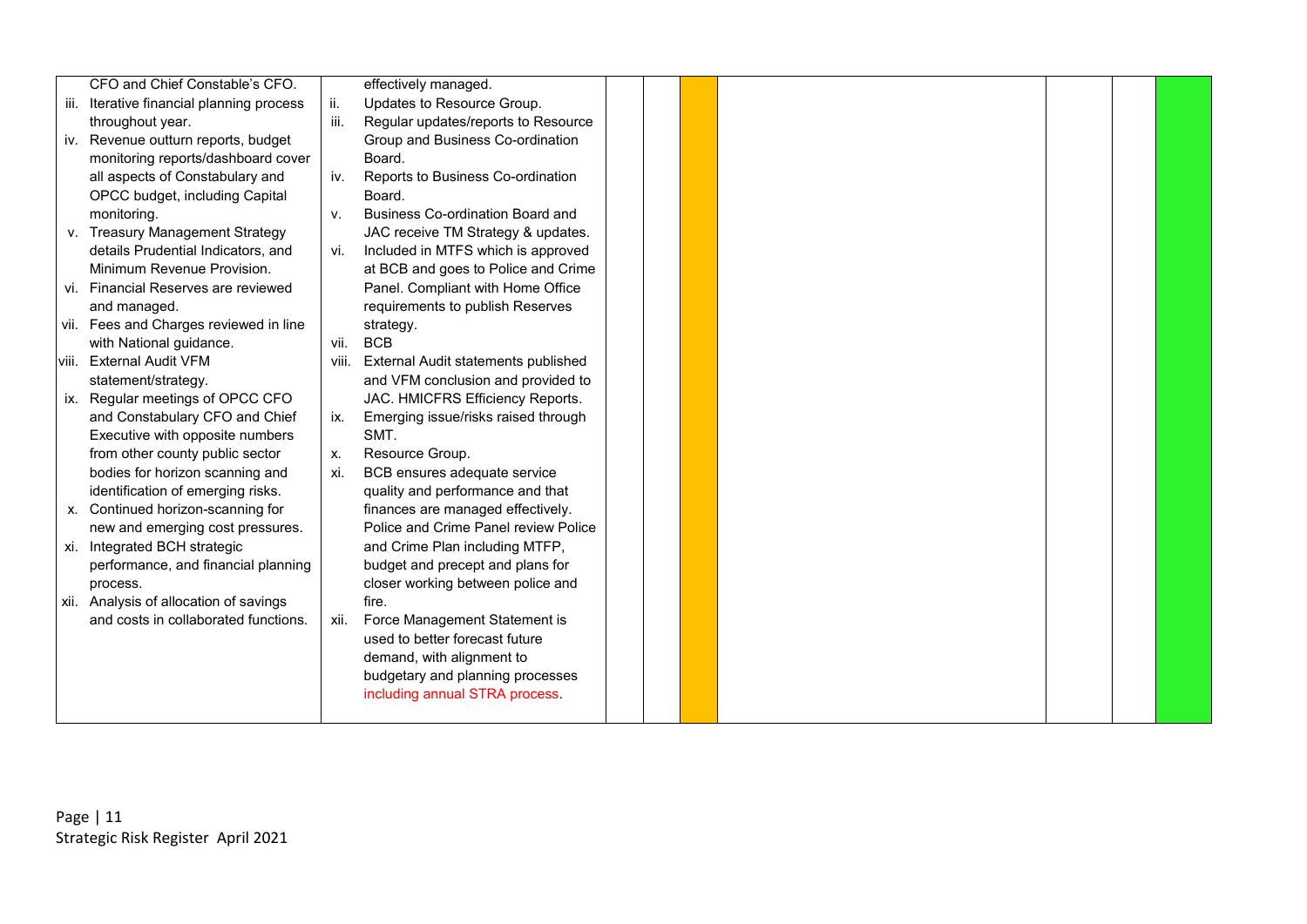| | | | | | | | | |
|---|---|---|---|---|---|---|---|---|
| CFO and Chief Constable's CFO.<br>iii. Iterative financial planning process throughout year.<br>iv. Revenue outturn reports, budget monitoring reports/dashboard cover all aspects of Constabulary and OPCC budget, including Capital monitoring.<br>v. Treasury Management Strategy details Prudential Indicators, and Minimum Revenue Provision.<br>vi. Financial Reserves are reviewed and managed.<br>vii. Fees and Charges reviewed in line with National guidance.<br>viii. External Audit VFM statement/strategy.<br>ix. Regular meetings of OPCC CFO and Constabulary CFO and Chief Executive with opposite numbers from other county public sector bodies for horizon scanning and identification of emerging risks.<br>x. Continued horizon-scanning for new and emerging cost pressures.<br>xi. Integrated BCH strategic performance, and financial planning process.<br>xii. Analysis of allocation of savings and costs in collaborated functions. | effectively managed.<br>ii. Updates to Resource Group.<br>iii. Regular updates/reports to Resource Group and Business Co-ordination Board.<br>iv. Reports to Business Co-ordination Board.<br>v. Business Co-ordination Board and JAC receive TM Strategy & updates.<br>vi. Included in MTFS which is approved at BCB and goes to Police and Crime Panel. Compliant with Home Office requirements to publish Reserves strategy.<br>vii. BCB<br>viii. External Audit statements published and VFM conclusion and provided to JAC. HMICFRS Efficiency Reports.<br>ix. Emerging issue/risks raised through SMT.<br>x. Resource Group.<br>xi. BCB ensures adequate service quality and performance and that finances are managed effectively. Police and Crime Panel review Police and Crime Plan including MTFP, budget and precept and plans for closer working between police and fire.<br>xii. Force Management Statement is used to better forecast future demand, with alignment to budgetary and planning processes including annual STRA process. | | | | | | | |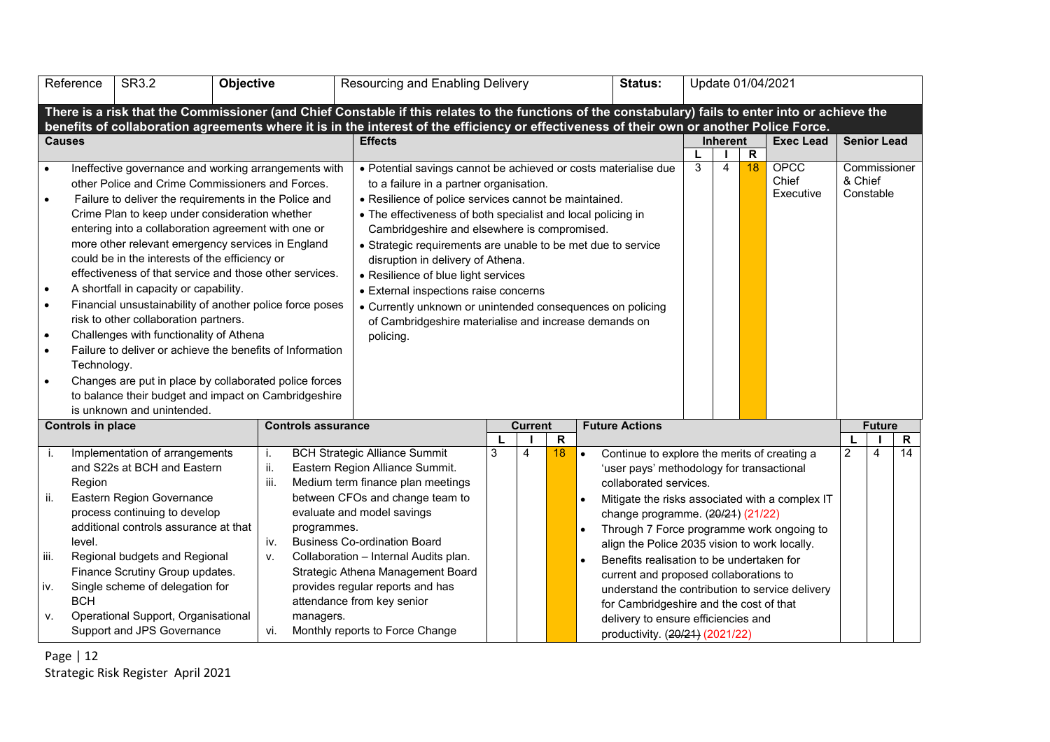| Reference | SR3.2 | Objective | Resourcing and Enabling Delivery | Status: | Update 01/04/2021 |
|---|---|---|---|---|---|

**There is a risk that the Commissioner (and Chief Constable if this relates to the functions of the constabulary) fails to enter into or achieve the benefits of collaboration agreements where it is in the interest of the efficiency or effectiveness of their own or another Police Force.**

| Causes | Effects | Inherent L | Inherent I | Inherent R | Exec Lead | Senior Lead |
|---|---|---|---|---|---|---|
| • Ineffective governance and working arrangements with other Police and Crime Commissioners and Forces.<br>• Failure to deliver the requirements in the Police and Crime Plan to keep under consideration whether entering into a collaboration agreement with one or more other relevant emergency services in England could be in the interests of the efficiency or effectiveness of that service and those other services.<br>• A shortfall in capacity or capability.<br>• Financial unsustainability of another police force poses risk to other collaboration partners.<br>• Challenges with functionality of Athena<br>• Failure to deliver or achieve the benefits of Information Technology.<br>• Changes are put in place by collaborated police forces to balance their budget and impact on Cambridgeshire is unknown and unintended. | • Potential savings cannot be achieved or costs materialise due to a failure in a partner organisation.<br>• Resilience of police services cannot be maintained.<br>• The effectiveness of both specialist and local policing in Cambridgeshire and elsewhere is compromised.<br>• Strategic requirements are unable to be met due to service disruption in delivery of Athena.<br>• Resilience of blue light services<br>• External inspections raise concerns<br>• Currently unknown or unintended consequences on policing of Cambridgeshire materialise and increase demands on policing. | 3 | 4 | 18 | OPCC Chief Executive | Commissioner & Chief Constable |

| Controls in place | Controls assurance | Current L | Current I | Current R | Future Actions | Future L | Future I | Future R |
|---|---|---|---|---|---|---|---|---|
| i. Implementation of arrangements and S22s at BCH and Eastern Region<br>ii. Eastern Region Governance process continuing to develop additional controls assurance at that level.<br>iii. Regional budgets and Regional Finance Scrutiny Group updates.<br>iv. Single scheme of delegation for BCH<br>v. Operational Support, Organisational Support and JPS Governance | i. BCH Strategic Alliance Summit<br>ii. Eastern Region Alliance Summit.<br>iii. Medium term finance plan meetings between CFOs and change team to evaluate and model savings programmes.<br>iv. Business Co-ordination Board<br>v. Collaboration – Internal Audits plan. Strategic Athena Management Board provides regular reports and has attendance from key senior managers.<br>vi. Monthly reports to Force Change | 3 | 4 | 18 | • Continue to explore the merits of creating a 'user pays' methodology for transactional collaborated services.<br>• Mitigate the risks associated with a complex IT change programme. ~~(20/21)~~ (21/22)<br>• Through 7 Force programme work ongoing to align the Police 2035 vision to work locally.<br>• Benefits realisation to be undertaken for current and proposed collaborations to understand the contribution to service delivery for Cambridgeshire and the cost of that delivery to ensure efficiencies and productivity. ~~(20/21)~~ (2021/22) | 2 | 4 | 14 |

Strategic Risk Register April 2021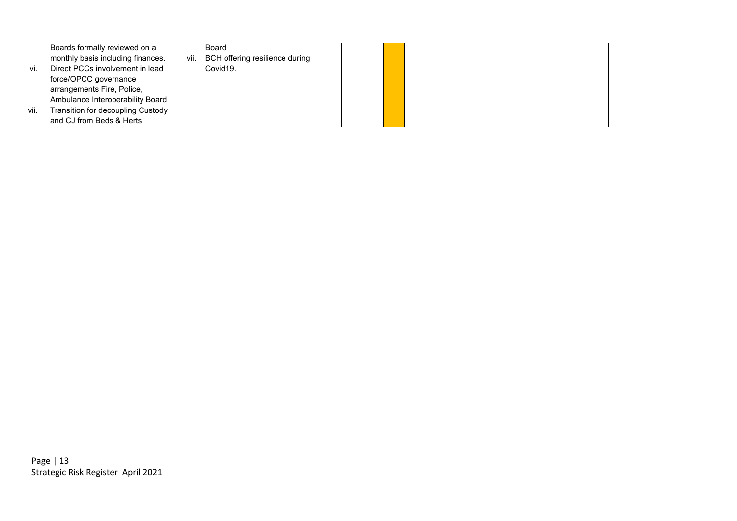| | | | | | | | | |
|---|---|---|---|---|---|---|---|---|
| Boards formally reviewed on a monthly basis including finances.<br>vi. Direct PCCs involvement in lead force/OPCC governance arrangements Fire, Police, Ambulance Interoperability Board<br>vii. Transition for decoupling Custody and CJ from Beds & Herts | Board<br>vii. BCH offering resilience during Covid19. | | | | | | | |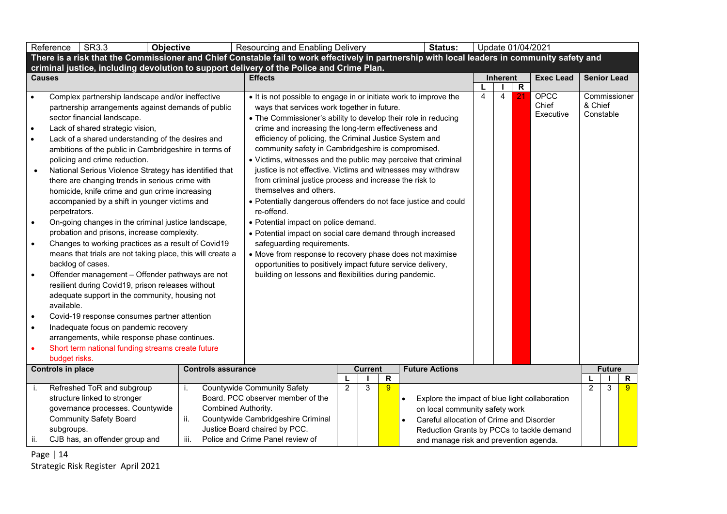| Reference | SR3.3 | Objective | Resourcing and Enabling Delivery | Status: | Update 01/04/2021 |
|---|---|---|---|---|---|

**There is a risk that the Commissioner and Chief Constable fail to work effectively in partnership with local leaders in community safety and criminal justice, including devolution to support delivery of the Police and Crime Plan.**

| Causes | Effects | Inherent L | Inherent I | Inherent R | Exec Lead | Senior Lead |
|---|---|---|---|---|---|---|
| • Complex partnership landscape and/or ineffective partnership arrangements against demands of public sector financial landscape.<br>• Lack of shared strategic vision,<br>• Lack of a shared understanding of the desires and ambitions of the public in Cambridgeshire in terms of policing and crime reduction.<br>• National Serious Violence Strategy has identified that there are changing trends in serious crime with homicide, knife crime and gun crime increasing accompanied by a shift in younger victims and perpetrators.<br>• On-going changes in the criminal justice landscape, probation and prisons, increase complexity.<br>• Changes to working practices as a result of Covid19 means that trials are not taking place, this will create a backlog of cases.<br>• Offender management – Offender pathways are not resilient during Covid19, prison releases without adequate support in the community, housing not available.<br>• Covid-19 response consumes partner attention<br>• Inadequate focus on pandemic recovery arrangements, while response phase continues.<br>• Short term national funding streams create future budget risks. | • It is not possible to engage in or initiate work to improve the ways that services work together in future.<br>• The Commissioner's ability to develop their role in reducing crime and increasing the long-term effectiveness and efficiency of policing, the Criminal Justice System and community safety in Cambridgeshire is compromised.<br>• Victims, witnesses and the public may perceive that criminal justice is not effective. Victims and witnesses may withdraw from criminal justice process and increase the risk to themselves and others.<br>• Potentially dangerous offenders do not face justice and could re-offend.<br>• Potential impact on police demand.<br>• Potential impact on social care demand through increased safeguarding requirements.<br>• Move from response to recovery phase does not maximise opportunities to positively impact future service delivery, building on lessons and flexibilities during pandemic. | 4 | 4 | 21 | OPCC Chief Executive | Commissioner & Chief Constable |

| Controls in place | Controls assurance | Current L | Current I | Current R | Future Actions | Future L | Future I | Future R |
|---|---|---|---|---|---|---|---|---|
| i. Refreshed ToR and subgroup structure linked to stronger governance processes. Countywide Community Safety Board subgroups.<br>ii. CJB has, an offender group and | i. Countywide Community Safety Board. PCC observer member of the Combined Authority.<br>ii. Countywide Cambridgeshire Criminal Justice Board chaired by PCC.<br>iii. Police and Crime Panel review of | 2 | 3 | 9 | • Explore the impact of blue light collaboration on local community safety work<br>• Careful allocation of Crime and Disorder Reduction Grants by PCCs to tackle demand and manage risk and prevention agenda. | 2 | 3 | 9 |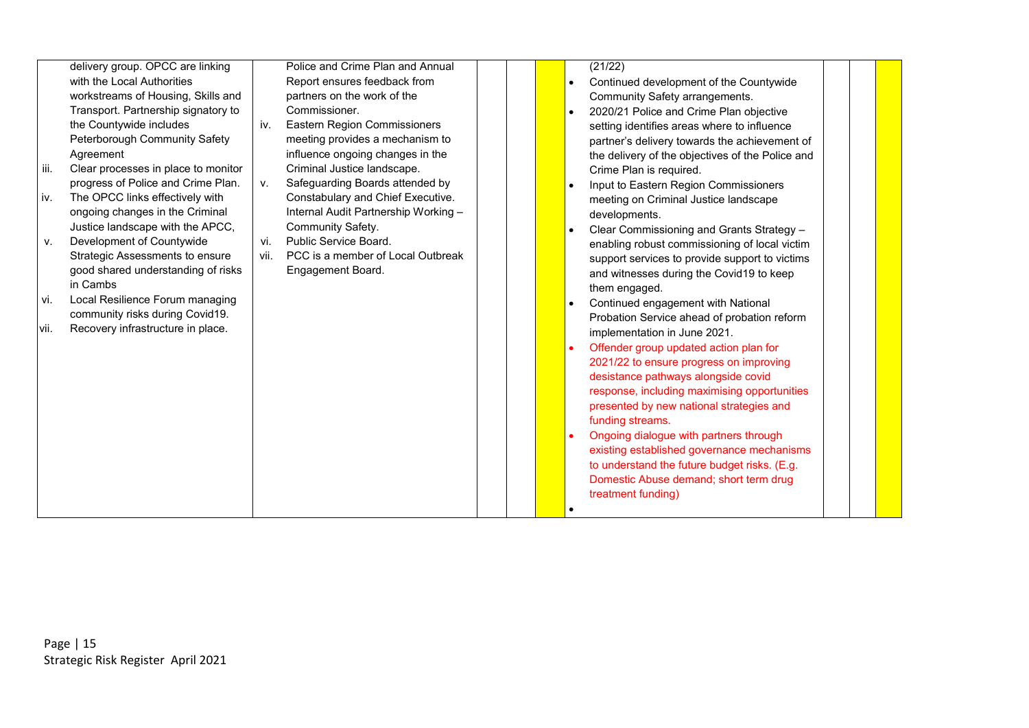| | | | | | | | | |
|---|---|---|---|---|---|---|---|---|
| delivery group. OPCC are linking with the Local Authorities workstreams of Housing, Skills and Transport. Partnership signatory to the Countywide includes Peterborough Community Safety Agreement<br>iii. Clear processes in place to monitor progress of Police and Crime Plan.<br>iv. The OPCC links effectively with ongoing changes in the Criminal Justice landscape with the APCC,<br>v. Development of Countywide Strategic Assessments to ensure good shared understanding of risks in Cambs<br>vi. Local Resilience Forum managing community risks during Covid19.<br>vii. Recovery infrastructure in place. | Police and Crime Plan and Annual Report ensures feedback from partners on the work of the Commissioner.<br>iv. Eastern Region Commissioners meeting provides a mechanism to influence ongoing changes in the Criminal Justice landscape.<br>v. Safeguarding Boards attended by Constabulary and Chief Executive. Internal Audit Partnership Working – Community Safety.<br>vi. Public Service Board.<br>vii. PCC is a member of Local Outbreak Engagement Board. | | | | (21/22)<br>• Continued development of the Countywide Community Safety arrangements.<br>• 2020/21 Police and Crime Plan objective setting identifies areas where to influence partner's delivery towards the achievement of the delivery of the objectives of the Police and Crime Plan is required.<br>• Input to Eastern Region Commissioners meeting on Criminal Justice landscape developments.<br>• Clear Commissioning and Grants Strategy – enabling robust commissioning of local victim support services to provide support to victims and witnesses during the Covid19 to keep them engaged.<br>• Continued engagement with National Probation Service ahead of probation reform implementation in June 2021.<br>• Offender group updated action plan for 2021/22 to ensure progress on improving desistance pathways alongside covid response, including maximising opportunities presented by new national strategies and funding streams.<br>• Ongoing dialogue with partners through existing established governance mechanisms to understand the future budget risks. (E.g. Domestic Abuse demand; short term drug treatment funding)<br>• | | | |

Strategic Risk Register April 2021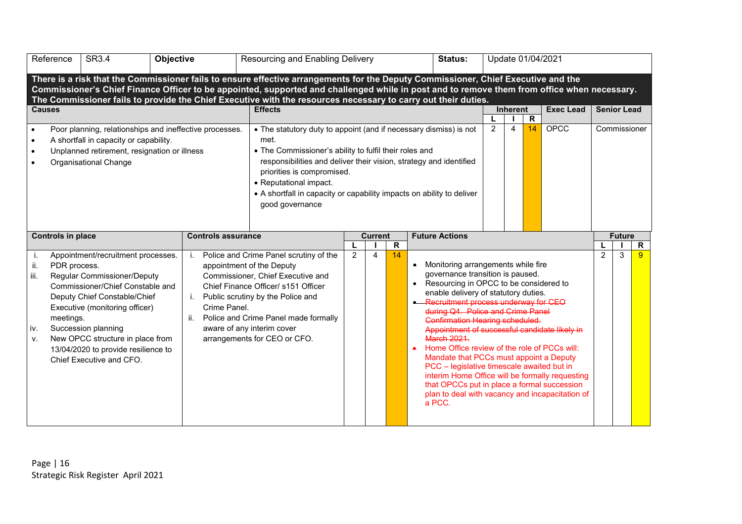| Reference | SR3.4 | Objective | Resourcing and Enabling Delivery | Status: | Update 01/04/2021 |
|---|---|---|---|---|---|

**There is a risk that the Commissioner fails to ensure effective arrangements for the Deputy Commissioner, Chief Executive and the Commissioner's Chief Finance Officer to be appointed, supported and challenged while in post and to remove them from office when necessary. The Commissioner fails to provide the Chief Executive with the resources necessary to carry out their duties.**

| Causes | Effects | Inherent L | Inherent I | Inherent R | Exec Lead | Senior Lead |
|---|---|---|---|---|---|---|
| • Poor planning, relationships and ineffective processes.<br>• A shortfall in capacity or capability.<br>• Unplanned retirement, resignation or illness<br>• Organisational Change | • The statutory duty to appoint (and if necessary dismiss) is not met.<br>• The Commissioner's ability to fulfil their roles and responsibilities and deliver their vision, strategy and identified priorities is compromised.<br>• Reputational impact.<br>• A shortfall in capacity or capability impacts on ability to deliver good governance | 2 | 4 | 14 | OPCC | Commissioner |

| Controls in place | Controls assurance | Current L | Current I | Current R | Future Actions | Future L | Future I | Future R |
|---|---|---|---|---|---|---|---|---|
| i. Appointment/recruitment processes.<br>ii. PDR process.<br>iii. Regular Commissioner/Deputy Commissioner/Chief Constable and Deputy Chief Constable/Chief Executive (monitoring officer) meetings.<br>iv. Succession planning<br>v. New OPCC structure in place from 13/04/2020 to provide resilience to Chief Executive and CFO. | i. Police and Crime Panel scrutiny of the appointment of the Deputy Commissioner, Chief Executive and Chief Finance Officer/ s151 Officer<br>i. Public scrutiny by the Police and Crime Panel.<br>ii. Police and Crime Panel made formally aware of any interim cover arrangements for CEO or CFO. | 2 | 4 | 14 | • Monitoring arrangements while fire governance transition is paused.<br>• Resourcing in OPCC to be considered to enable delivery of statutory duties.<br>• ~~Recruitment process underway for CEO during Q4. Police and Crime Panel Confirmation Hearing scheduled. Appointment of successful candidate likely in March 2021.~~<br>• Home Office review of the role of PCCs will: Mandate that PCCs must appoint a Deputy PCC – legislative timescale awaited but in interim Home Office will be formally requesting that OPCCs put in place a formal succession plan to deal with vacancy and incapacitation of a PCC. | 2 | 3 | 9 |

Strategic Risk Register April 2021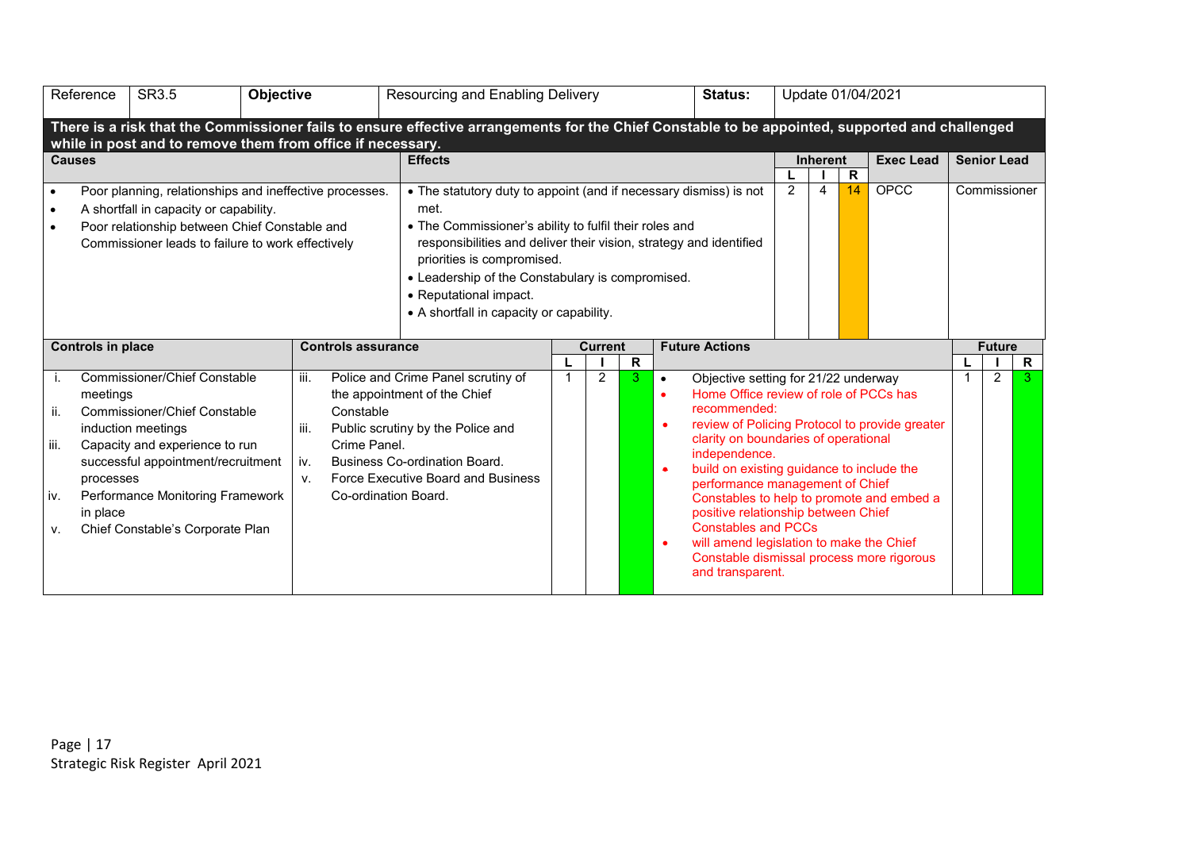| Reference | SR3.5 | Objective | Resourcing and Enabling Delivery | Status: | Update 01/04/2021 |
|---|---|---|---|---|---|

**There is a risk that the Commissioner fails to ensure effective arrangements for the Chief Constable to be appointed, supported and challenged while in post and to remove them from office if necessary.**

| Causes | Effects | Inherent | | | Exec Lead | Senior Lead |
|---|---|---|---|---|---|---|
| | | L | I | R | | |
| • Poor planning, relationships and ineffective processes.<br>• A shortfall in capacity or capability.<br>• Poor relationship between Chief Constable and Commissioner leads to failure to work effectively | • The statutory duty to appoint (and if necessary dismiss) is not met.<br>• The Commissioner's ability to fulfil their roles and responsibilities and deliver their vision, strategy and identified priorities is compromised.<br>• Leadership of the Constabulary is compromised.<br>• Reputational impact.<br>• A shortfall in capacity or capability. | 2 | 4 | 14 | OPCC | Commissioner |

| Controls in place | Controls assurance | Current | | | Future Actions | Future | | |
|---|---|---|---|---|---|---|---|---|
| | | L | I | R | | L | I | R |
| i. Commissioner/Chief Constable meetings<br>ii. Commissioner/Chief Constable induction meetings<br>iii. Capacity and experience to run successful appointment/recruitment processes<br>iv. Performance Monitoring Framework in place<br>v. Chief Constable's Corporate Plan | iii. Police and Crime Panel scrutiny of the appointment of the Chief Constable<br>iii. Public scrutiny by the Police and Crime Panel.<br>iv. Business Co-ordination Board.<br>v. Force Executive Board and Business Co-ordination Board. | 1 | 2 | 3 | • Objective setting for 21/22 underway<br>• Home Office review of role of PCCs has recommended:<br>• review of Policing Protocol to provide greater clarity on boundaries of operational independence.<br>• build on existing guidance to include the performance management of Chief Constables to help to promote and embed a positive relationship between Chief Constables and PCCs<br>• will amend legislation to make the Chief Constable dismissal process more rigorous and transparent. | 1 | 2 | 3 |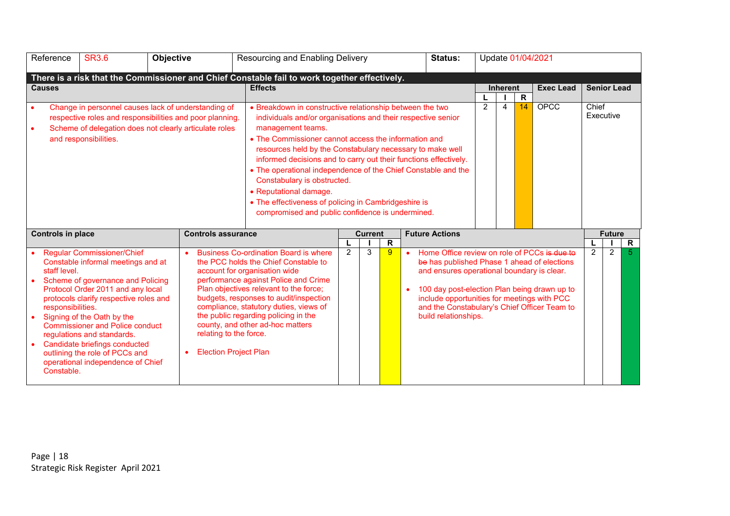| Reference | SR3.6 | Objective | Resourcing and Enabling Delivery | Status: | Update 01/04/2021 |
|---|---|---|---|---|---|

**There is a risk that the Commissioner and Chief Constable fail to work together effectively.**

| Causes | Effects | Inherent L | Inherent I | Inherent R | Exec Lead | Senior Lead |
|---|---|---|---|---|---|---|
| • Change in personnel causes lack of understanding of respective roles and responsibilities and poor planning.<br>• Scheme of delegation does not clearly articulate roles and responsibilities. | • Breakdown in constructive relationship between the two individuals and/or organisations and their respective senior management teams.<br>• The Commissioner cannot access the information and resources held by the Constabulary necessary to make well informed decisions and to carry out their functions effectively.<br>• The operational independence of the Chief Constable and the Constabulary is obstructed.<br>• Reputational damage.<br>• The effectiveness of policing in Cambridgeshire is compromised and public confidence is undermined. | 2 | 4 | 14 | OPCC | Chief Executive |

| Controls in place | Controls assurance | Current L | Current I | Current R | Future Actions | Future L | Future I | Future R |
|---|---|---|---|---|---|---|---|---|
| • Regular Commissioner/Chief Constable informal meetings and at staff level.<br>• Scheme of governance and Policing Protocol Order 2011 and any local protocols clarify respective roles and responsibilities.<br>• Signing of the Oath by the Commissioner and Police conduct regulations and standards.<br>• Candidate briefings conducted outlining the role of PCCs and operational independence of Chief Constable. | • Business Co-ordination Board is where the PCC holds the Chief Constable to account for organisation wide performance against Police and Crime Plan objectives relevant to the force; budgets, responses to audit/inspection compliance, statutory duties, views of the public regarding policing in the county, and other ad-hoc matters relating to the force.<br>• Election Project Plan | 2 | 3 | 9 | • Home Office review on role of PCCs ~~is due to be~~ has published Phase 1 ahead of elections and ensures operational boundary is clear.<br>• 100 day post-election Plan being drawn up to include opportunities for meetings with PCC and the Constabulary's Chief Officer Team to build relationships. | 2 | 2 | 5 |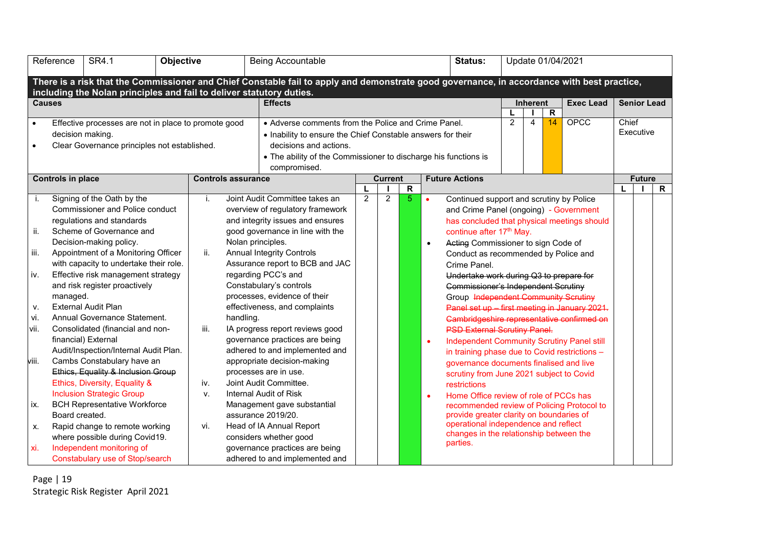| Reference | SR4.1 | Objective | Being Accountable | Status: | Update 01/04/2021 |
|---|---|---|---|---|---|

**There is a risk that the Commissioner and Chief Constable fail to apply and demonstrate good governance, in accordance with best practice, including the Nolan principles and fail to deliver statutory duties.**

| Causes | Effects | Inherent L | Inherent I | Inherent R | Exec Lead | Senior Lead |
|---|---|---|---|---|---|---|
| • Effective processes are not in place to promote good decision making.<br>• Clear Governance principles not established. | • Adverse comments from the Police and Crime Panel.<br>• Inability to ensure the Chief Constable answers for their decisions and actions.<br>• The ability of the Commissioner to discharge his functions is compromised. | 2 | 4 | 14 | OPCC | Chief Executive |

| Controls in place | Controls assurance | Current L | Current I | Current R | Future Actions | Future L | Future I | Future R |
|---|---|---|---|---|---|---|---|---|
| i. Signing of the Oath by the Commissioner and Police conduct regulations and standards<br>ii. Scheme of Governance and Decision-making policy.<br>iii. Appointment of a Monitoring Officer with capacity to undertake their role.<br>iv. Effective risk management strategy and risk register proactively managed.<br>v. External Audit Plan<br>vi. Annual Governance Statement.<br>vii. Consolidated (financial and non-financial) External Audit/Inspection/Internal Audit Plan.<br>viii. Cambs Constabulary have an ~~Ethics, Equality & Inclusion Group~~ Ethics, Diversity, Equality & Inclusion Strategic Group<br>ix. BCH Representative Workforce Board created.<br>x. Rapid change to remote working where possible during Covid19.<br>xi. Independent monitoring of Constabulary use of Stop/search | i. Joint Audit Committee takes an overview of regulatory framework and integrity issues and ensures good governance in line with the Nolan principles.<br>ii. Annual Integrity Controls Assurance report to BCB and JAC regarding PCC's and Constabulary's controls processes, evidence of their effectiveness, and complaints handling.<br>iii. IA progress report reviews good governance practices are being adhered to and implemented and appropriate decision-making processes are in use.<br>iv. Joint Audit Committee.<br>v. Internal Audit of Risk Management gave substantial assurance 2019/20.<br>vi. Head of IA Annual Report considers whether good governance practices are being adhered to and implemented and | 2 | 2 | 5 | • Continued support and scrutiny by Police and Crime Panel (ongoing) - Government has concluded that physical meetings should continue after 17th May.<br>• ~~Acting~~ Commissioner to sign Code of Conduct as recommended by Police and Crime Panel.<br>~~Undertake work during Q3 to prepare for Commissioner's Independent Scrutiny~~ Group ~~Independent Community Scrutiny Panel set up – first meeting in January 2021. Cambridgeshire representative confirmed on PSD External Scrutiny Panel.~~<br>• Independent Community Scrutiny Panel still in training phase due to Covid restrictions – governance documents finalised and live scrutiny from June 2021 subject to Covid restrictions<br>• Home Office review of role of PCCs has recommended review of Policing Protocol to provide greater clarity on boundaries of operational independence and reflect changes in the relationship between the parties. | | | |

Strategic Risk Register April 2021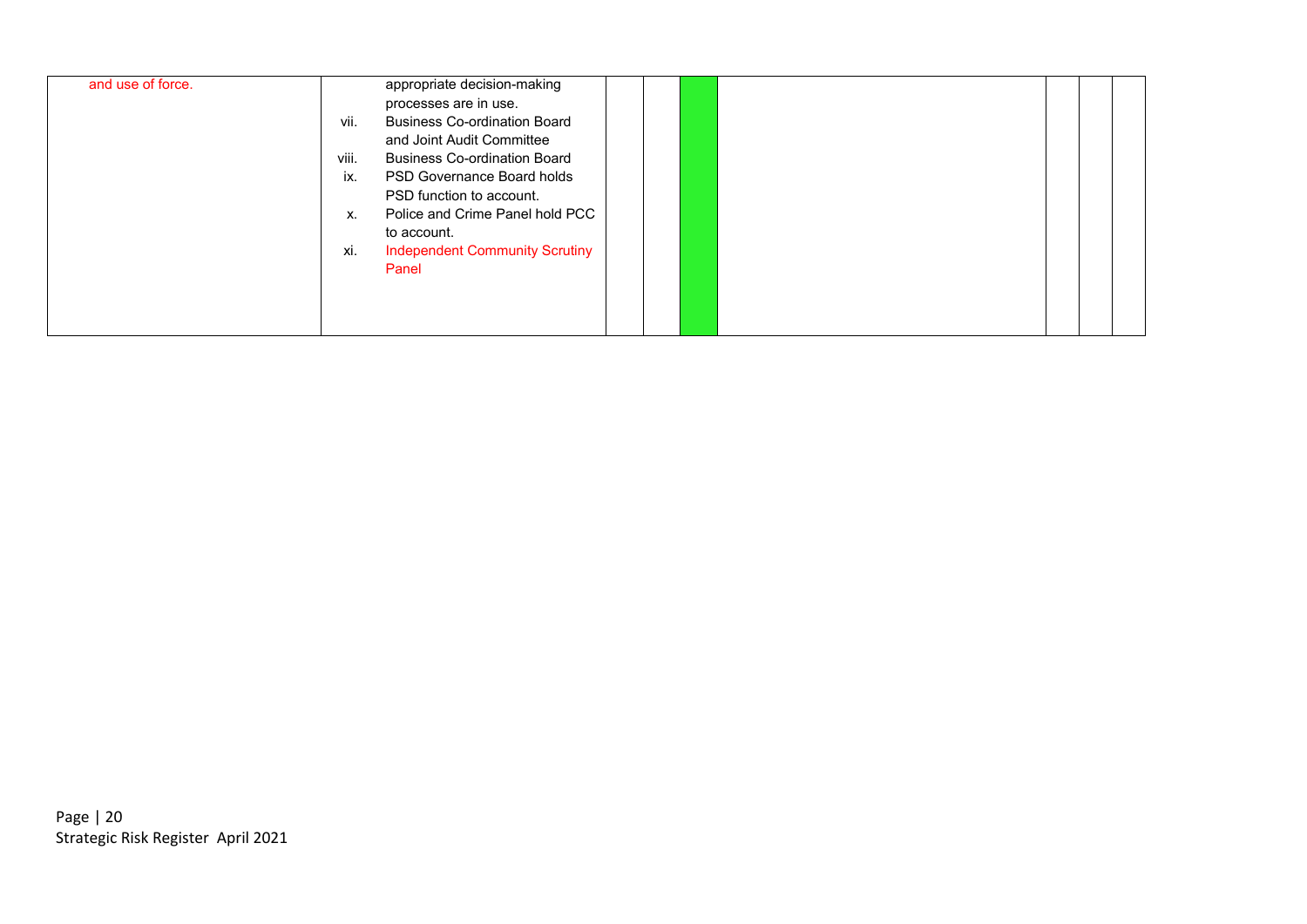| | | | | | | | | |
|---|---|---|---|---|---|---|---|---|
| and use of force. | appropriate decision-making processes are in use.<br>vii. Business Co-ordination Board and Joint Audit Committee<br>viii. Business Co-ordination Board<br>ix. PSD Governance Board holds PSD function to account.<br>x. Police and Crime Panel hold PCC to account.<br>xi. Independent Community Scrutiny Panel | | | | | | | |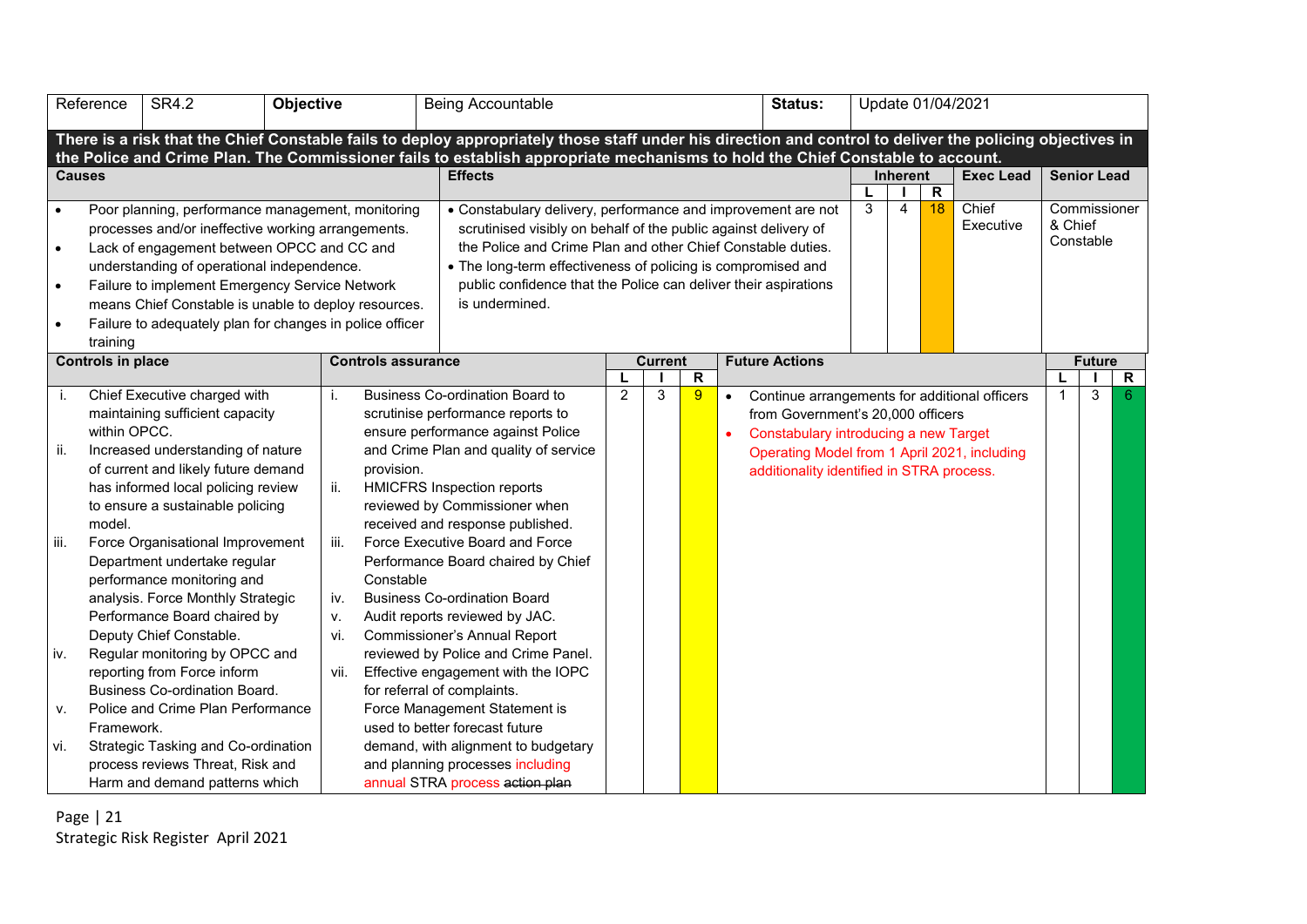| Reference | SR4.2 | Objective | Being Accountable | Status: | Update 01/04/2021 |
|---|---|---|---|---|---|

**There is a risk that the Chief Constable fails to deploy appropriately those staff under his direction and control to deliver the policing objectives in the Police and Crime Plan. The Commissioner fails to establish appropriate mechanisms to hold the Chief Constable to account.**

| Causes | Effects | Inherent | | | Exec Lead | Senior Lead |
|---|---|---|---|---|---|---|
| | | L | I | R | | |
| • Poor planning, performance management, monitoring processes and/or ineffective working arrangements.<br>• Lack of engagement between OPCC and CC and understanding of operational independence.<br>• Failure to implement Emergency Service Network means Chief Constable is unable to deploy resources.<br>• Failure to adequately plan for changes in police officer training | • Constabulary delivery, performance and improvement are not scrutinised visibly on behalf of the public against delivery of the Police and Crime Plan and other Chief Constable duties.<br>• The long-term effectiveness of policing is compromised and public confidence that the Police can deliver their aspirations is undermined. | 3 | 4 | 18 | Chief Executive | Commissioner & Chief Constable |

| Controls in place | Controls assurance | Current | | | Future Actions | Future | | |
|---|---|---|---|---|---|---|---|---|
| | | L | I | R | | L | I | R |
| i. Chief Executive charged with maintaining sufficient capacity within OPCC.<br>ii. Increased understanding of nature of current and likely future demand has informed local policing review to ensure a sustainable policing model.<br>iii. Force Organisational Improvement Department undertake regular performance monitoring and analysis. Force Monthly Strategic Performance Board chaired by Deputy Chief Constable.<br>iv. Regular monitoring by OPCC and reporting from Force inform Business Co-ordination Board.<br>v. Police and Crime Plan Performance Framework.<br>vi. Strategic Tasking and Co-ordination process reviews Threat, Risk and Harm and demand patterns which | i. Business Co-ordination Board to scrutinise performance reports to ensure performance against Police and Crime Plan and quality of service provision.<br>ii. HMICFRS Inspection reports reviewed by Commissioner when received and response published.<br>iii. Force Executive Board and Force Performance Board chaired by Chief Constable<br>iv. Business Co-ordination Board<br>v. Audit reports reviewed by JAC.<br>vi. Commissioner's Annual Report reviewed by Police and Crime Panel.<br>vii. Effective engagement with the IOPC for referral of complaints.<br>Force Management Statement is used to better forecast future demand, with alignment to budgetary and planning processes including annual STRA process ~~action plan~~ | 2 | 3 | 9 | • Continue arrangements for additional officers from Government's 20,000 officers<br>• Constabulary introducing a new Target Operating Model from 1 April 2021, including additionality identified in STRA process. | 1 | 3 | 6 |

Strategic Risk Register April 2021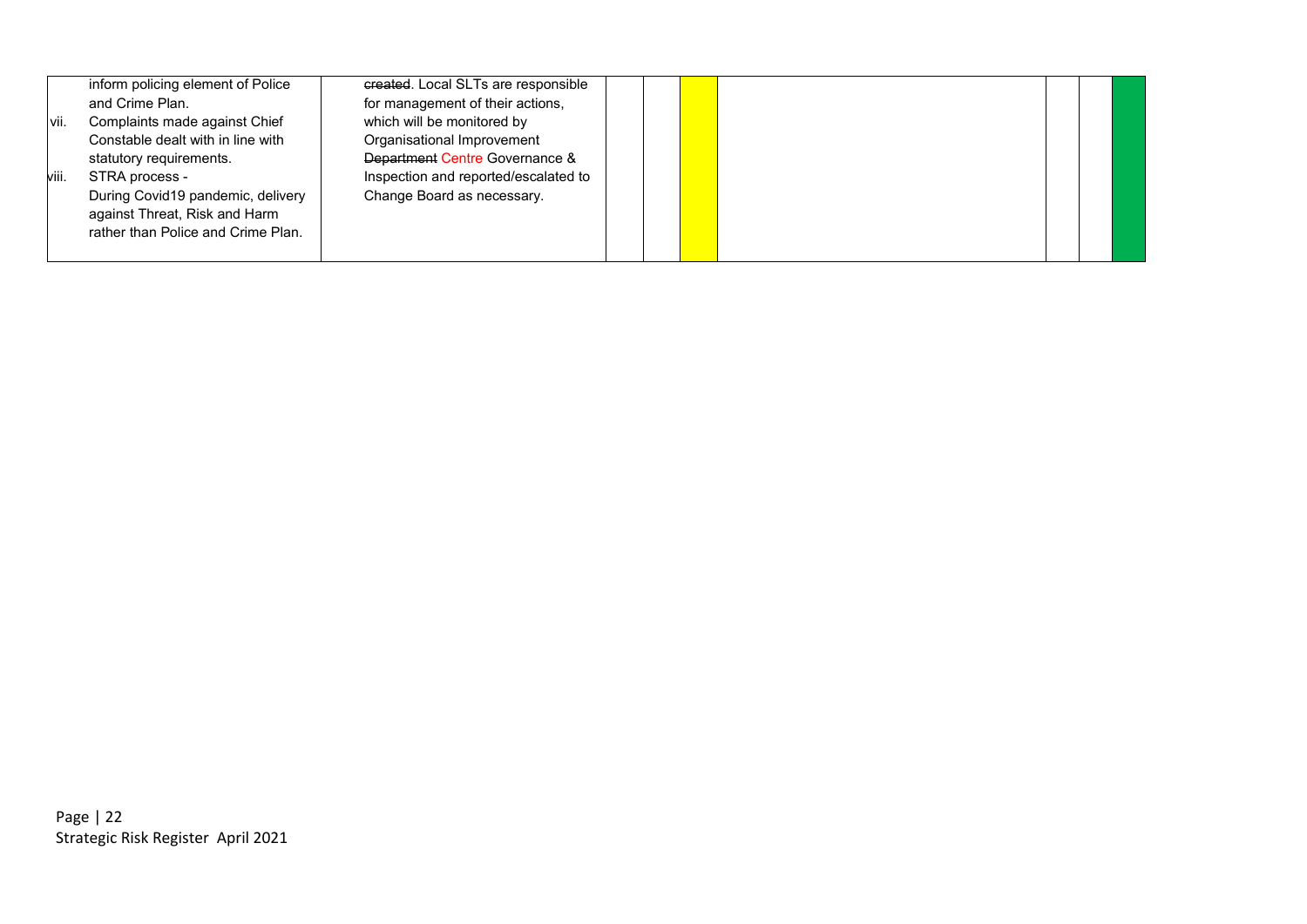| | | | | | | | | |
|---|---|---|---|---|---|---|---|---|
| inform policing element of Police and Crime Plan.<br>vii. Complaints made against Chief Constable dealt with in line with statutory requirements.<br>viii. STRA process - During Covid19 pandemic, delivery against Threat, Risk and Harm rather than Police and Crime Plan. | ~~created~~. Local SLTs are responsible for management of their actions, which will be monitored by Organisational Improvement ~~Department~~ Centre Governance & Inspection and reported/escalated to Change Board as necessary. | | | | | | | |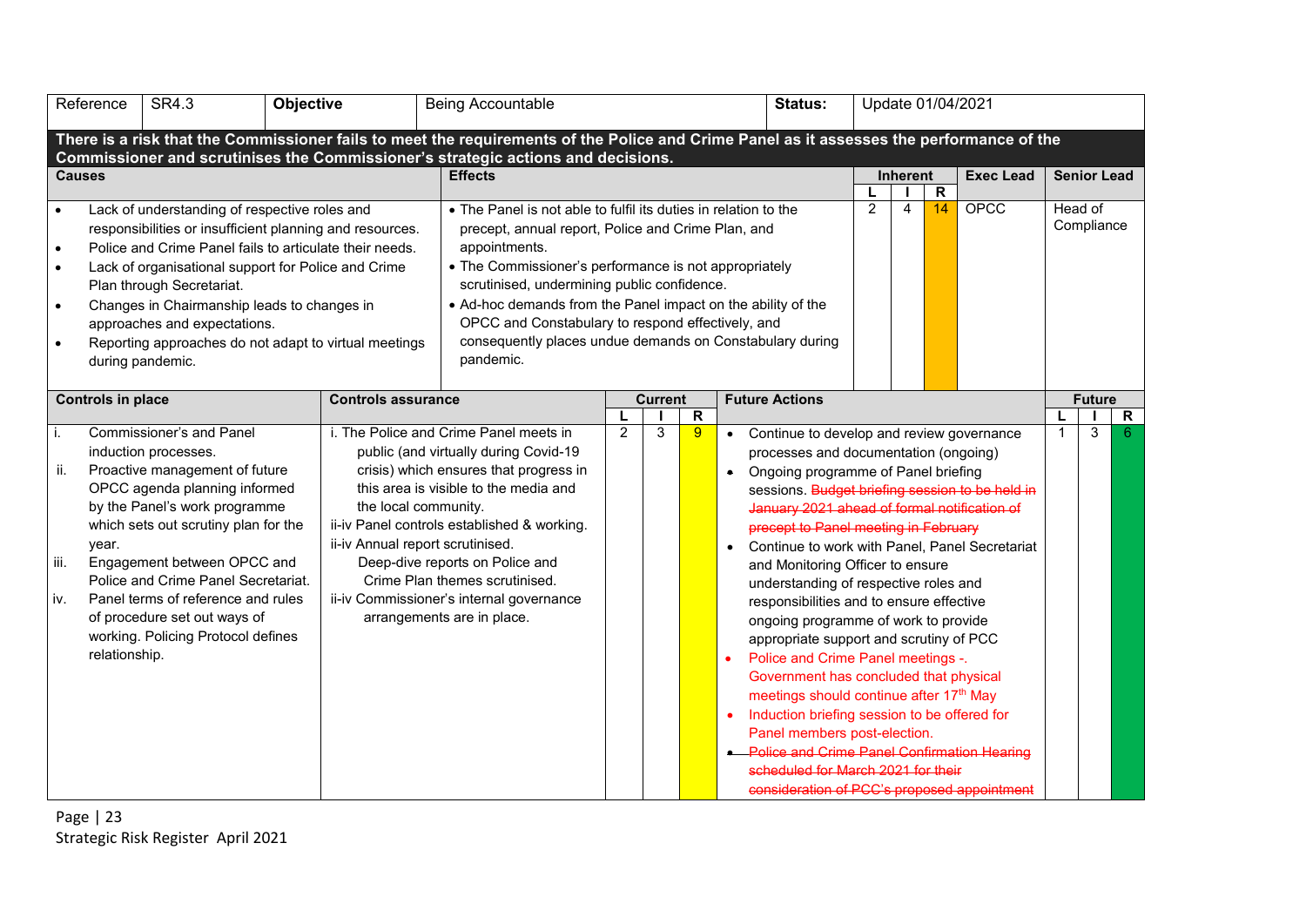| Reference | SR4.3 | Objective | Being Accountable | Status: | Update 01/04/2021 |
|---|---|---|---|---|---|

**There is a risk that the Commissioner fails to meet the requirements of the Police and Crime Panel as it assesses the performance of the Commissioner and scrutinises the Commissioner's strategic actions and decisions.**

| Causes | Effects | Inherent L | Inherent I | Inherent R | Exec Lead | Senior Lead |
|---|---|---|---|---|---|---|
| • Lack of understanding of respective roles and responsibilities or insufficient planning and resources.<br>• Police and Crime Panel fails to articulate their needs.<br>• Lack of organisational support for Police and Crime Plan through Secretariat.<br>• Changes in Chairmanship leads to changes in approaches and expectations.<br>• Reporting approaches do not adapt to virtual meetings during pandemic. | • The Panel is not able to fulfil its duties in relation to the precept, annual report, Police and Crime Plan, and appointments.<br>• The Commissioner's performance is not appropriately scrutinised, undermining public confidence.<br>• Ad-hoc demands from the Panel impact on the ability of the OPCC and Constabulary to respond effectively, and consequently places undue demands on Constabulary during pandemic. | 2 | 4 | 14 | OPCC | Head of Compliance |

| Controls in place | Controls assurance | Current L | Current I | Current R | Future Actions | Future L | Future I | Future R |
|---|---|---|---|---|---|---|---|---|
| i. Commissioner's and Panel induction processes.<br>ii. Proactive management of future OPCC agenda planning informed by the Panel's work programme which sets out scrutiny plan for the year.<br>iii. Engagement between OPCC and Police and Crime Panel Secretariat.<br>iv. Panel terms of reference and rules of procedure set out ways of working. Policing Protocol defines relationship. | i. The Police and Crime Panel meets in public (and virtually during Covid-19 crisis) which ensures that progress in this area is visible to the media and the local community.<br>ii-iv Panel controls established & working.<br>ii-iv Annual report scrutinised.<br>Deep-dive reports on Police and Crime Plan themes scrutinised.<br>ii-iv Commissioner's internal governance arrangements are in place. | 2 | 3 | 9 | • Continue to develop and review governance processes and documentation (ongoing)<br>• Ongoing programme of Panel briefing sessions. ~~Budget briefing session to be held in January 2021 ahead of formal notification of precept to Panel meeting in February~~<br>• Continue to work with Panel, Panel Secretariat and Monitoring Officer to ensure understanding of respective roles and responsibilities and to ensure effective ongoing programme of work to provide appropriate support and scrutiny of PCC<br>• Police and Crime Panel meetings -. Government has concluded that physical meetings should continue after 17th May<br>• Induction briefing session to be offered for Panel members post-election.<br>• ~~Police and Crime Panel Confirmation Hearing scheduled for March 2021 for their consideration of PCC's proposed appointment~~ | 1 | 3 | 6 |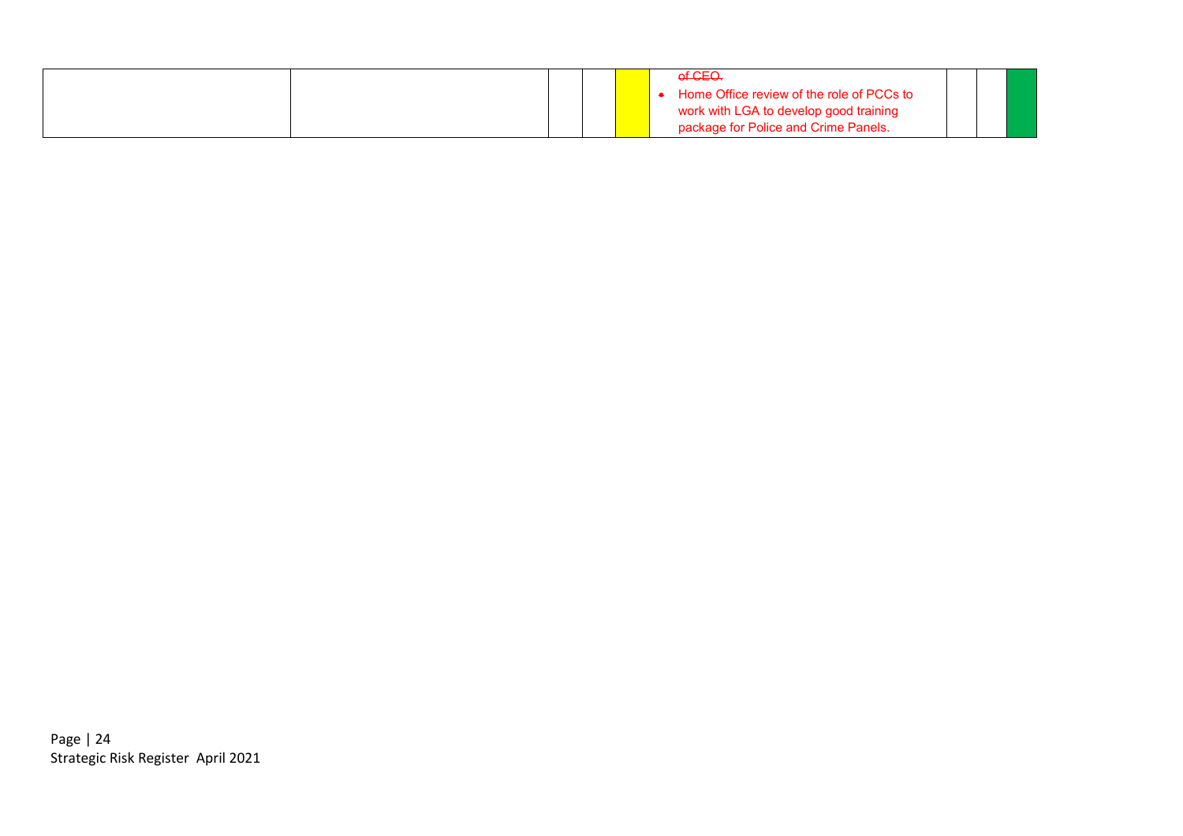| | | | | | | | | |
|---|---|---|---|---|---|---|---|---|
| | | | | | ~~of CEO.~~<br>• Home Office review of the role of PCCs to work with LGA to develop good training package for Police and Crime Panels. | | | |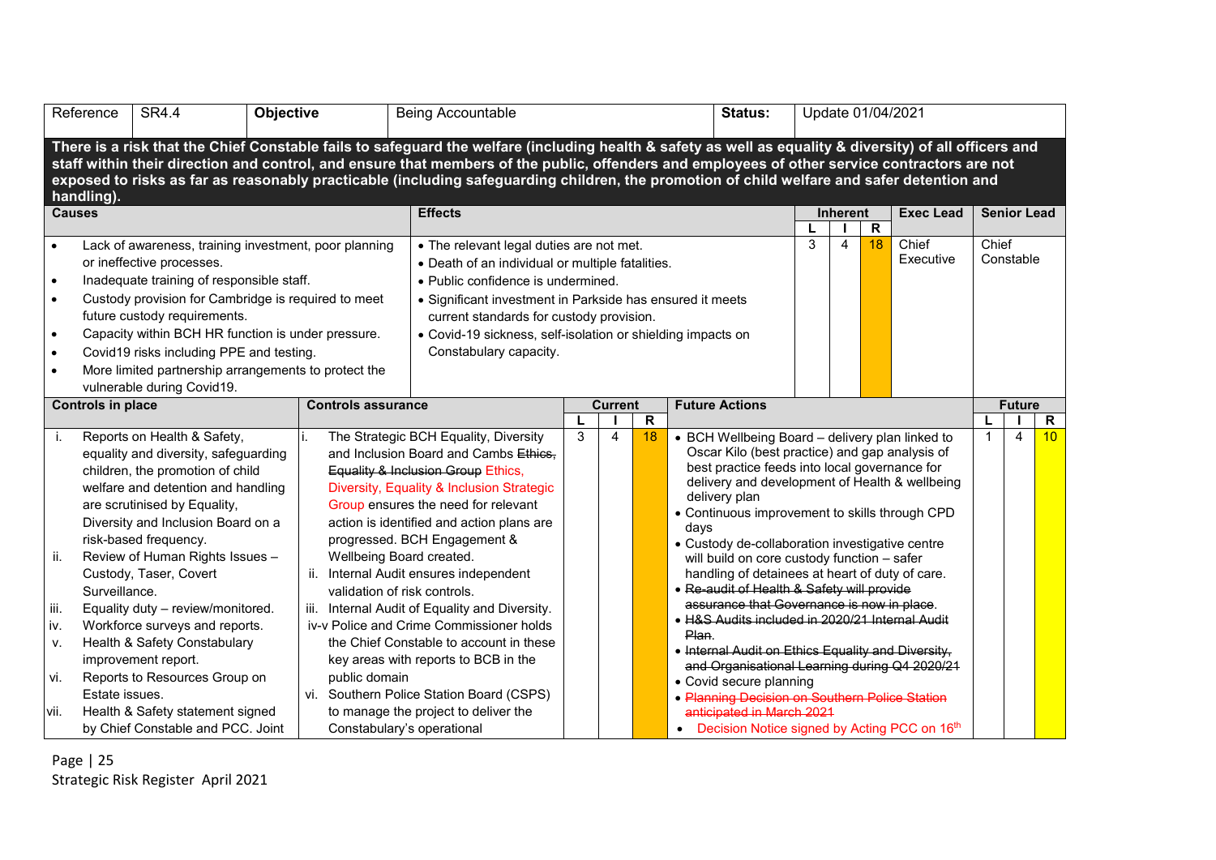| Reference | SR4.4 | Objective | Being Accountable | Status: | Update 01/04/2021 |
|---|---|---|---|---|---|

**There is a risk that the Chief Constable fails to safeguard the welfare (including health & safety as well as equality & diversity) of all officers and staff within their direction and control, and ensure that members of the public, offenders and employees of other service contractors are not exposed to risks as far as reasonably practicable (including safeguarding children, the promotion of child welfare and safer detention and handling).**

| Causes | Effects | Inherent L | Inherent I | Inherent R | Exec Lead | Senior Lead |
|---|---|---|---|---|---|---|
| • Lack of awareness, training investment, poor planning or ineffective processes.<br>• Inadequate training of responsible staff.<br>• Custody provision for Cambridge is required to meet future custody requirements.<br>• Capacity within BCH HR function is under pressure.<br>• Covid19 risks including PPE and testing.<br>• More limited partnership arrangements to protect the vulnerable during Covid19. | • The relevant legal duties are not met.<br>• Death of an individual or multiple fatalities.<br>• Public confidence is undermined.<br>• Significant investment in Parkside has ensured it meets current standards for custody provision.<br>• Covid-19 sickness, self-isolation or shielding impacts on Constabulary capacity. | 3 | 4 | 18 | Chief Executive | Chief Constable |

| Controls in place | Controls assurance | Current L | Current I | Current R | Future Actions | Future L | Future I | Future R |
|---|---|---|---|---|---|---|---|---|
| i. Reports on Health & Safety, equality and diversity, safeguarding children, the promotion of child welfare and detention and handling are scrutinised by Equality, Diversity and Inclusion Board on a risk-based frequency.<br>ii. Review of Human Rights Issues – Custody, Taser, Covert Surveillance.<br>iii. Equality duty – review/monitored.<br>iv. Workforce surveys and reports.<br>v. Health & Safety Constabulary improvement report.<br>vi. Reports to Resources Group on Estate issues.<br>vii. Health & Safety statement signed by Chief Constable and PCC. Joint | i. The Strategic BCH Equality, Diversity and Inclusion Board and Cambs ~~Ethics, Equality & Inclusion Group~~ Ethics, Diversity, Equality & Inclusion Strategic Group ensures the need for relevant action is identified and action plans are progressed. BCH Engagement & Wellbeing Board created.<br>ii. Internal Audit ensures independent validation of risk controls.<br>iii. Internal Audit of Equality and Diversity.<br>iv-v Police and Crime Commissioner holds the Chief Constable to account in these key areas with reports to BCB in the public domain<br>vi. Southern Police Station Board (CSPS) to manage the project to deliver the Constabulary's operational | 3 | 4 | 18 | • BCH Wellbeing Board – delivery plan linked to Oscar Kilo (best practice) and gap analysis of best practice feeds into local governance for delivery and development of Health & wellbeing delivery plan<br>• Continuous improvement to skills through CPD days<br>• Custody de-collaboration investigative centre will build on core custody function – safer handling of detainees at heart of duty of care.<br>• ~~Re-audit of Health & Safety will provide assurance that Governance is now in place.~~<br>• ~~H&S Audits included in 2020/21 Internal Audit Plan.~~<br>• ~~Internal Audit on Ethics Equality and Diversity, and Organisational Learning during Q4 2020/21~~<br>• Covid secure planning<br>• ~~Planning Decision on Southern Police Station anticipated in March 2021~~<br>• Decision Notice signed by Acting PCC on 16th | 1 | 4 | 10 |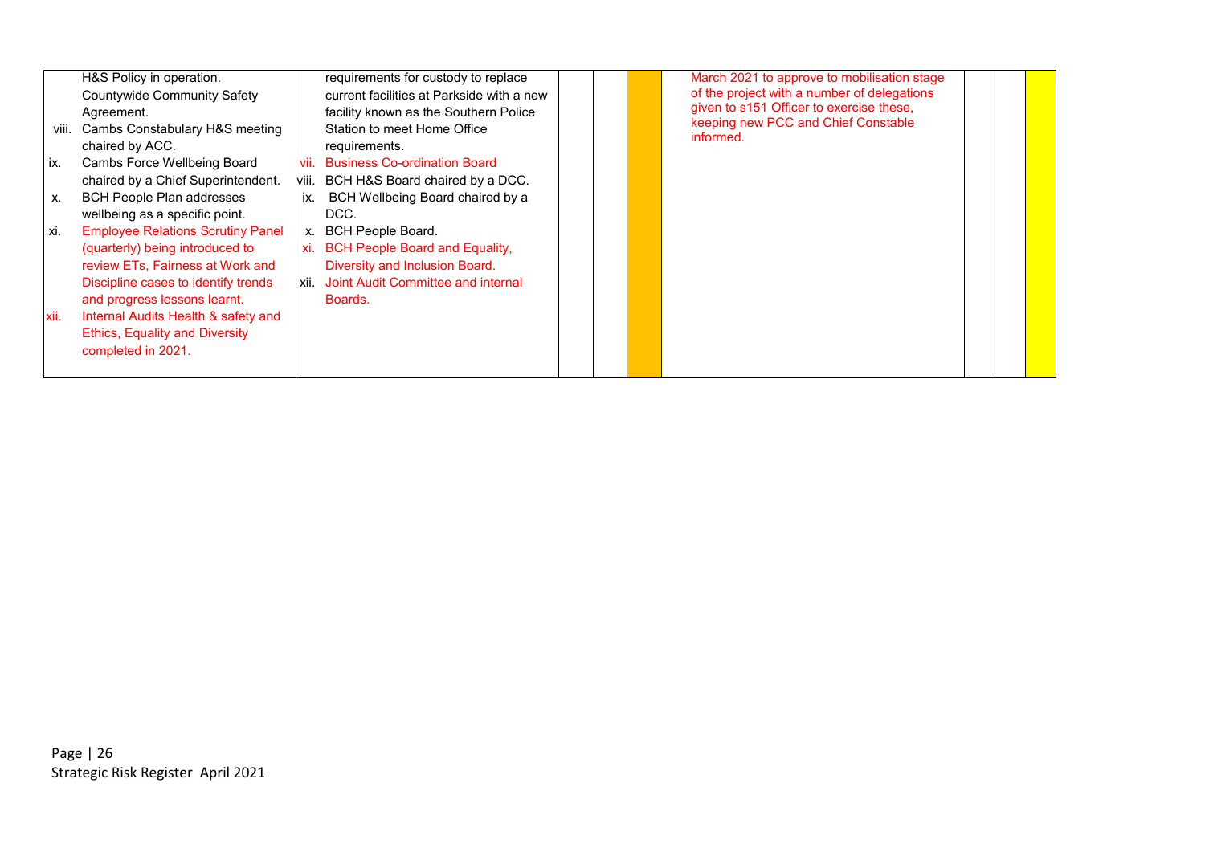| | | | | | | | | |
|---|---|---|---|---|---|---|---|---|
| H&S Policy in operation.<br>Countywide Community Safety Agreement.<br>viii. Cambs Constabulary H&S meeting chaired by ACC.<br>ix. Cambs Force Wellbeing Board chaired by a Chief Superintendent.<br>x. BCH People Plan addresses wellbeing as a specific point.<br>xi. Employee Relations Scrutiny Panel (quarterly) being introduced to review ETs, Fairness at Work and Discipline cases to identify trends and progress lessons learnt.<br>xii. Internal Audits Health & safety and Ethics, Equality and Diversity completed in 2021. | requirements for custody to replace current facilities at Parkside with a new facility known as the Southern Police Station to meet Home Office requirements.<br>vii. Business Co-ordination Board<br>viii. BCH H&S Board chaired by a DCC.<br>ix. BCH Wellbeing Board chaired by a DCC.<br>x. BCH People Board.<br>xi. BCH People Board and Equality, Diversity and Inclusion Board.<br>xii. Joint Audit Committee and internal Boards. | | | | March 2021 to approve to mobilisation stage of the project with a number of delegations given to s151 Officer to exercise these, keeping new PCC and Chief Constable informed. | | | |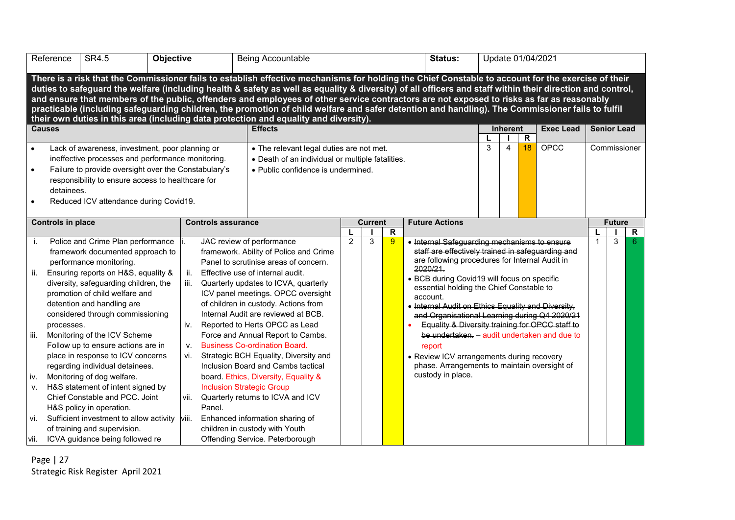| Reference | SR4.5 | Objective | Being Accountable | Status: | Update 01/04/2021 |
|---|---|---|---|---|---|

**There is a risk that the Commissioner fails to establish effective mechanisms for holding the Chief Constable to account for the exercise of their duties to safeguard the welfare (including health & safety as well as equality & diversity) of all officers and staff within their direction and control, and ensure that members of the public, offenders and employees of other service contractors are not exposed to risks as far as reasonably practicable (including safeguarding children, the promotion of child welfare and safer detention and handling). The Commissioner fails to fulfil their own duties in this area (including data protection and equality and diversity).**

| Causes | Effects | Inherent L | Inherent I | Inherent R | Exec Lead | Senior Lead |
|---|---|---|---|---|---|---|
| • Lack of awareness, investment, poor planning or ineffective processes and performance monitoring.<br>• Failure to provide oversight over the Constabulary's responsibility to ensure access to healthcare for detainees.<br>• Reduced ICV attendance during Covid19. | • The relevant legal duties are not met.<br>• Death of an individual or multiple fatalities.<br>• Public confidence is undermined. | 3 | 4 | 18 | OPCC | Commissioner |

| Controls in place | Controls assurance | Current L | Current I | Current R | Future Actions | Future L | Future I | Future R |
|---|---|---|---|---|---|---|---|---|
| i. Police and Crime Plan performance framework documented approach to performance monitoring.<br>ii. Ensuring reports on H&S, equality & diversity, safeguarding children, the promotion of child welfare and detention and handling are considered through commissioning processes.<br>iii. Monitoring of the ICV Scheme Follow up to ensure actions are in place in response to ICV concerns regarding individual detainees.<br>iv. Monitoring of dog welfare.<br>v. H&S statement of intent signed by Chief Constable and PCC. Joint H&S policy in operation.<br>vi. Sufficient investment to allow activity of training and supervision.<br>vii. ICVA guidance being followed re | i. JAC review of performance framework. Ability of Police and Crime Panel to scrutinise areas of concern.<br>ii. Effective use of internal audit.<br>iii. Quarterly updates to ICVA, quarterly ICV panel meetings. OPCC oversight of children in custody. Actions from Internal Audit are reviewed at BCB.<br>iv. Reported to Herts OPCC as Lead Force and Annual Report to Cambs.<br>v. Business Co-ordination Board.<br>vi. Strategic BCH Equality, Diversity and Inclusion Board and Cambs tactical board. Ethics, Diversity, Equality & Inclusion Strategic Group<br>vii. Quarterly returns to ICVA and ICV Panel.<br>viii. Enhanced information sharing of children in custody with Youth Offending Service. Peterborough | 2 | 3 | 9 | • ~~Internal Safeguarding mechanisms to ensure staff are effectively trained in safeguarding and are following procedures for Internal Audit in 2020/21.~~<br>• BCB during Covid19 will focus on specific essential holding the Chief Constable to account.<br>• ~~Internal Audit on Ethics Equality and Diversity, and Organisational Learning during Q4 2020/21~~<br>• ~~Equality & Diversity training for OPCC staff to be undertaken.~~ – audit undertaken and due to report<br>• Review ICV arrangements during recovery phase. Arrangements to maintain oversight of custody in place. | 1 | 3 | 6 |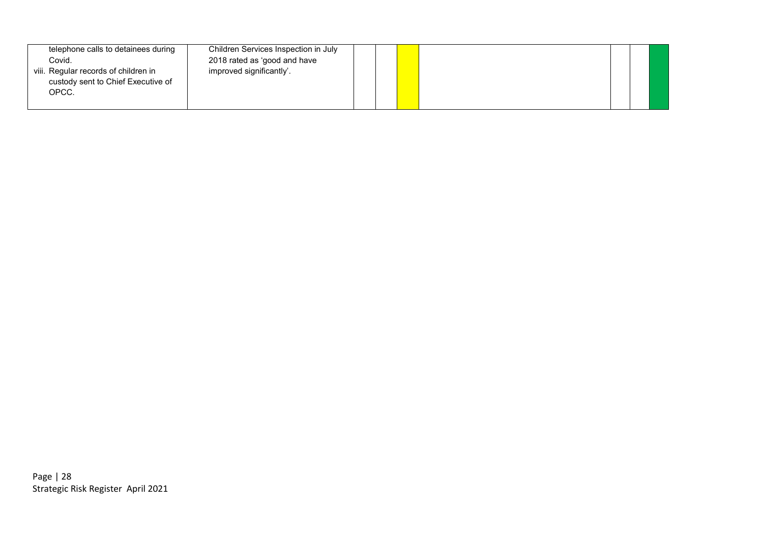| | | | | | | | | |
|---|---|---|---|---|---|---|---|---|
| telephone calls to detainees during Covid.<br>viii. Regular records of children in custody sent to Chief Executive of OPCC. | Children Services Inspection in July 2018 rated as 'good and have improved significantly'. | | | | | | | |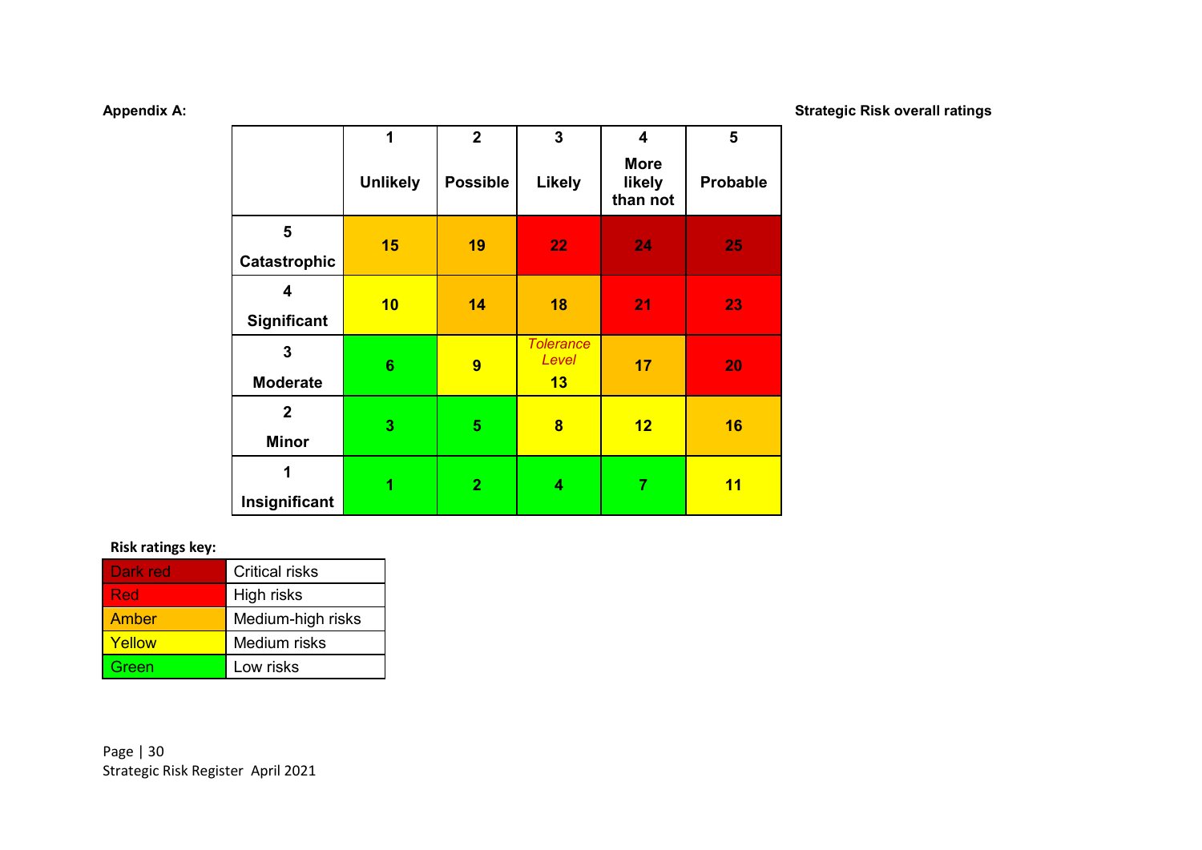**Appendix A:**

**Strategic Risk overall ratings**

| | 1 Unlikely | 2 Possible | 3 Likely | 4 More likely than not | 5 Probable |
|---|---|---|---|---|---|
| **5 Catastrophic** | 15 | 19 | 22 | 24 | 25 |
| **4 Significant** | 10 | 14 | 18 | 21 | 23 |
| **3 Moderate** | 6 | 9 | *Tolerance Level* 13 | 17 | 20 |
| **2 Minor** | 3 | 5 | 8 | 12 | 16 |
| **1 Insignificant** | 1 | 2 | 4 | 7 | 11 |

**Risk ratings key:**

| | |
|---|---|
| Dark red | Critical risks |
| Red | High risks |
| Amber | Medium-high risks |
| Yellow | Medium risks |
| Green | Low risks |

Strategic Risk Register April 2021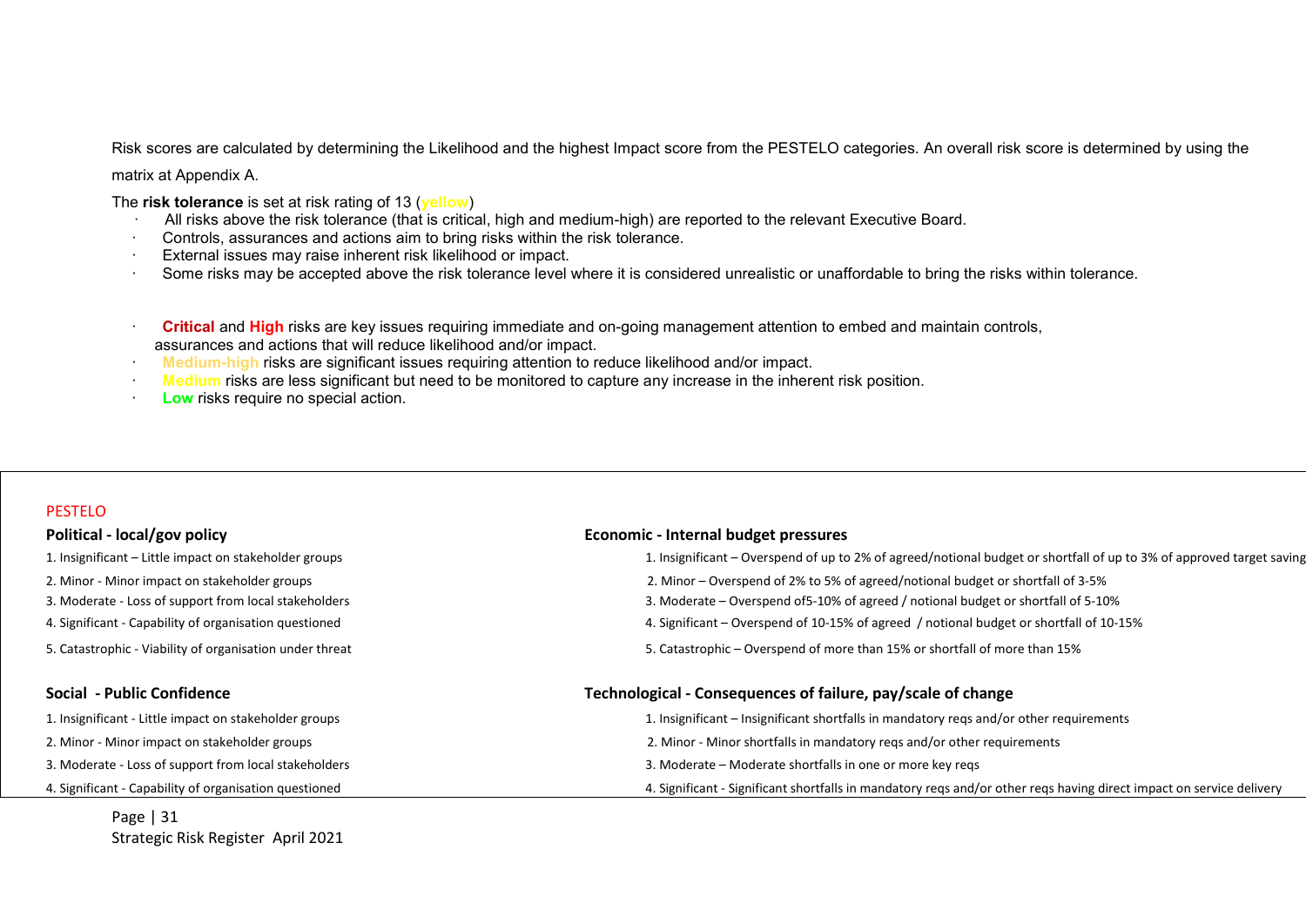Risk scores are calculated by determining the Likelihood and the highest Impact score from the PESTELO categories. An overall risk score is determined by using the matrix at Appendix A.

The **risk tolerance** is set at risk rating of 13 (yellow)

- All risks above the risk tolerance (that is critical, high and medium-high) are reported to the relevant Executive Board.
- Controls, assurances and actions aim to bring risks within the risk tolerance.
- External issues may raise inherent risk likelihood or impact.
- Some risks may be accepted above the risk tolerance level where it is considered unrealistic or unaffordable to bring the risks within tolerance.

- **Critical** and **High** risks are key issues requiring immediate and on-going management attention to embed and maintain controls, assurances and actions that will reduce likelihood and/or impact.
- **Medium-high** risks are significant issues requiring attention to reduce likelihood and/or impact.
- **Medium** risks are less significant but need to be monitored to capture any increase in the inherent risk position.
- **Low** risks require no special action.

PESTELO

**Political - local/gov policy**

1. Insignificant – Little impact on stakeholder groups
2. Minor - Minor impact on stakeholder groups
3. Moderate - Loss of support from local stakeholders
4. Significant - Capability of organisation questioned
5. Catastrophic - Viability of organisation under threat

**Economic - Internal budget pressures**

1. Insignificant – Overspend of up to 2% of agreed/notional budget or shortfall of up to 3% of approved target saving
2. Minor – Overspend of 2% to 5% of agreed/notional budget or shortfall of 3-5%
3. Moderate – Overspend of5-10% of agreed / notional budget or shortfall of 5-10%
4. Significant – Overspend of 10-15% of agreed / notional budget or shortfall of 10-15%
5. Catastrophic – Overspend of more than 15% or shortfall of more than 15%

**Social - Public Confidence**

1. Insignificant - Little impact on stakeholder groups
2. Minor - Minor impact on stakeholder groups
3. Moderate - Loss of support from local stakeholders
4. Significant - Capability of organisation questioned

**Technological - Consequences of failure, pay/scale of change**

1. Insignificant – Insignificant shortfalls in mandatory reqs and/or other requirements
2. Minor - Minor shortfalls in mandatory reqs and/or other requirements
3. Moderate – Moderate shortfalls in one or more key reqs
4. Significant - Significant shortfalls in mandatory reqs and/or other reqs having direct impact on service delivery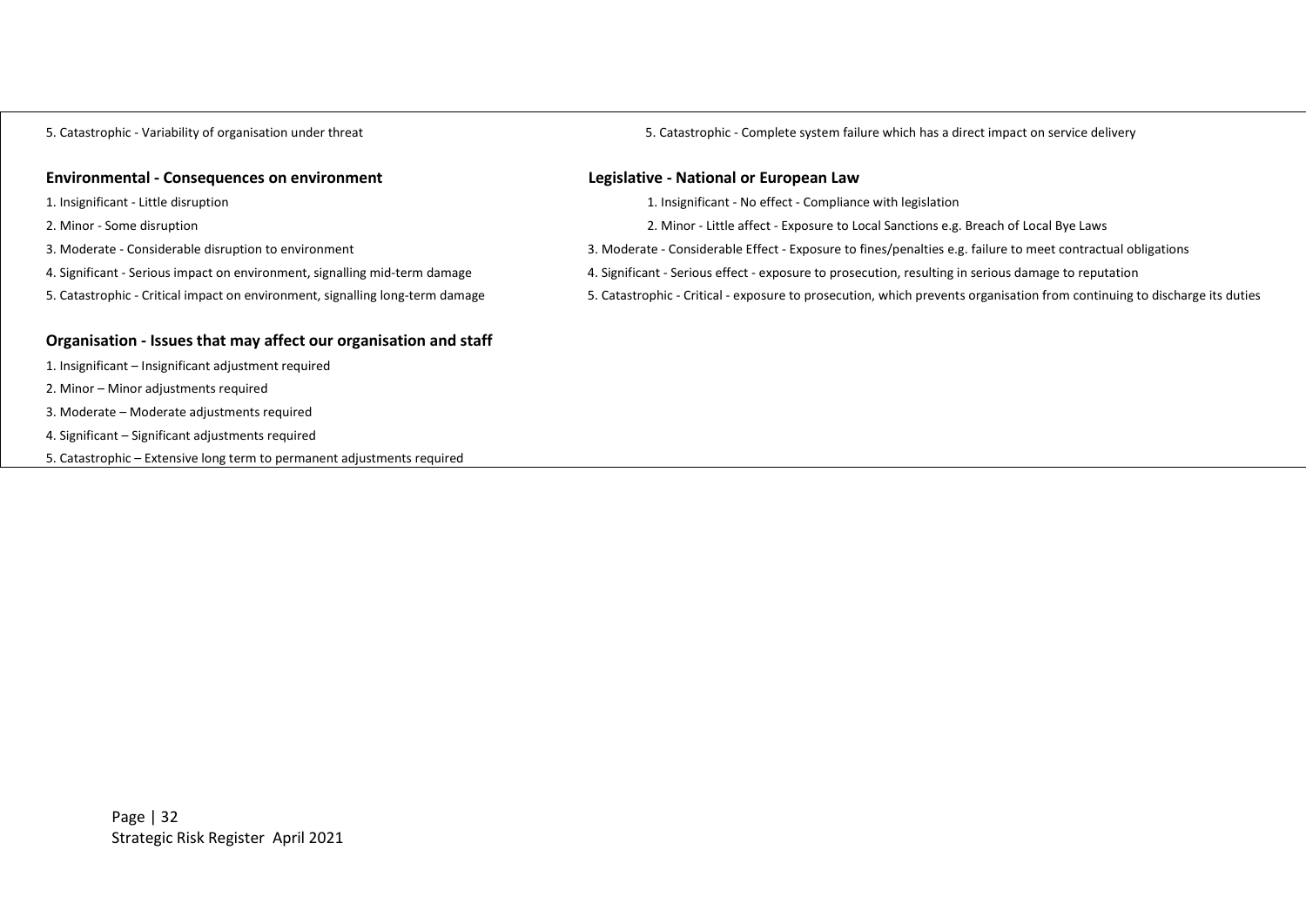5. Catastrophic - Variability of organisation under threat

5. Catastrophic - Complete system failure which has a direct impact on service delivery

**Environmental - Consequences on environment**

1. Insignificant - Little disruption
2. Minor - Some disruption
3. Moderate - Considerable disruption to environment
4. Significant - Serious impact on environment, signalling mid-term damage
5. Catastrophic - Critical impact on environment, signalling long-term damage

**Legislative - National or European Law**

1. Insignificant - No effect - Compliance with legislation
2. Minor - Little affect - Exposure to Local Sanctions e.g. Breach of Local Bye Laws
3. Moderate - Considerable Effect - Exposure to fines/penalties e.g. failure to meet contractual obligations
4. Significant - Serious effect - exposure to prosecution, resulting in serious damage to reputation
5. Catastrophic - Critical - exposure to prosecution, which prevents organisation from continuing to discharge its duties

**Organisation - Issues that may affect our organisation and staff**

1. Insignificant – Insignificant adjustment required
2. Minor – Minor adjustments required
3. Moderate – Moderate adjustments required
4. Significant – Significant adjustments required
5. Catastrophic – Extensive long term to permanent adjustments required